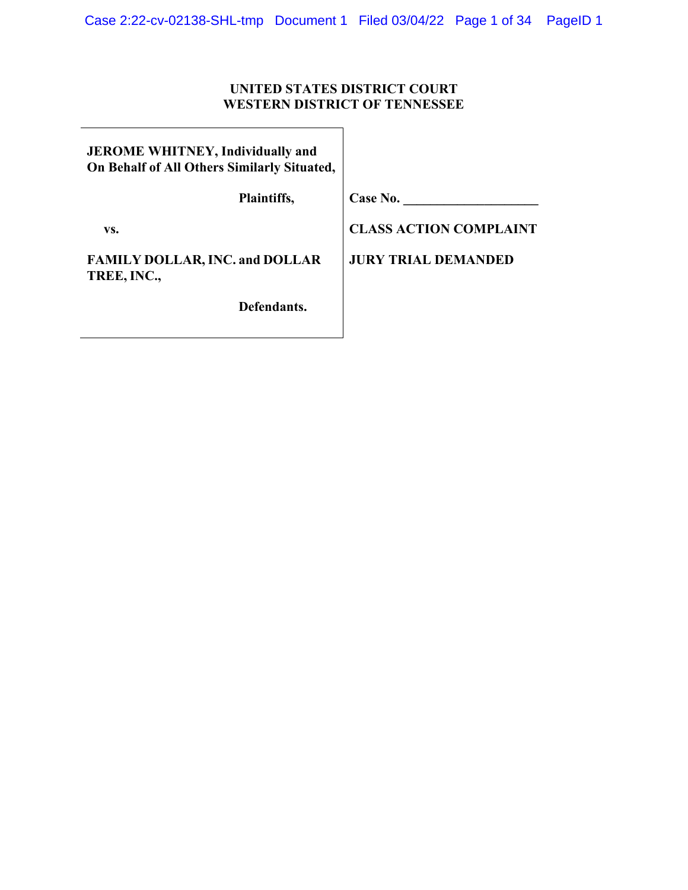**UNITED STATES DISTRICT COURT**
**WESTERN DISTRICT OF TENNESSEE**

| | |
|---|---|
| **JEROME WHITNEY, Individually and On Behalf of All Others Similarly Situated,** | |
| **Plaintiffs,** | **Case No. ____________________** |
| **vs.** | **CLASS ACTION COMPLAINT** |
| **FAMILY DOLLAR, INC. and DOLLAR TREE, INC.,** | **JURY TRIAL DEMANDED** |
| **Defendants.** | |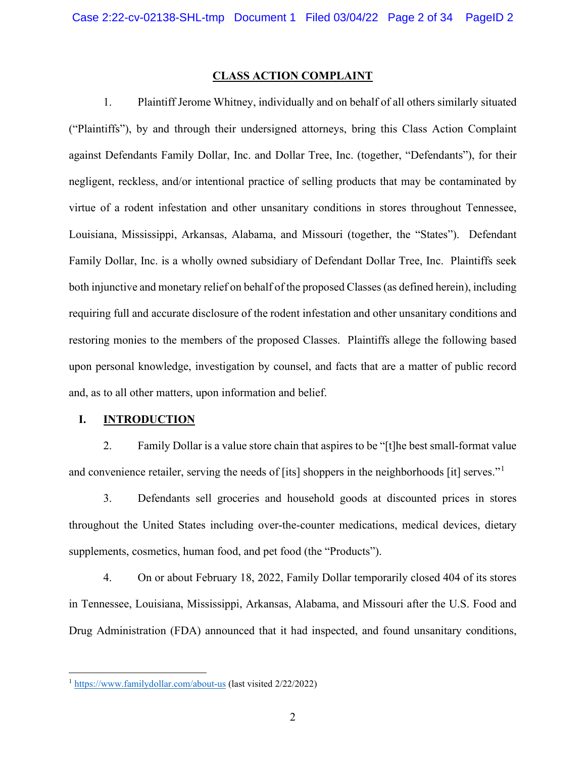## CLASS ACTION COMPLAINT

1. Plaintiff Jerome Whitney, individually and on behalf of all others similarly situated ("Plaintiffs"), by and through their undersigned attorneys, bring this Class Action Complaint against Defendants Family Dollar, Inc. and Dollar Tree, Inc. (together, "Defendants"), for their negligent, reckless, and/or intentional practice of selling products that may be contaminated by virtue of a rodent infestation and other unsanitary conditions in stores throughout Tennessee, Louisiana, Mississippi, Arkansas, Alabama, and Missouri (together, the "States"). Defendant Family Dollar, Inc. is a wholly owned subsidiary of Defendant Dollar Tree, Inc. Plaintiffs seek both injunctive and monetary relief on behalf of the proposed Classes (as defined herein), including requiring full and accurate disclosure of the rodent infestation and other unsanitary conditions and restoring monies to the members of the proposed Classes. Plaintiffs allege the following based upon personal knowledge, investigation by counsel, and facts that are a matter of public record and, as to all other matters, upon information and belief.

## I. INTRODUCTION

2. Family Dollar is a value store chain that aspires to be "[t]he best small-format value and convenience retailer, serving the needs of [its] shoppers in the neighborhoods [it] serves."[1]

3. Defendants sell groceries and household goods at discounted prices in stores throughout the United States including over-the-counter medications, medical devices, dietary supplements, cosmetics, human food, and pet food (the "Products").

4. On or about February 18, 2022, Family Dollar temporarily closed 404 of its stores in Tennessee, Louisiana, Mississippi, Arkansas, Alabama, and Missouri after the U.S. Food and Drug Administration (FDA) announced that it had inspected, and found unsanitary conditions,

---

[1] https://www.familydollar.com/about-us (last visited 2/22/2022)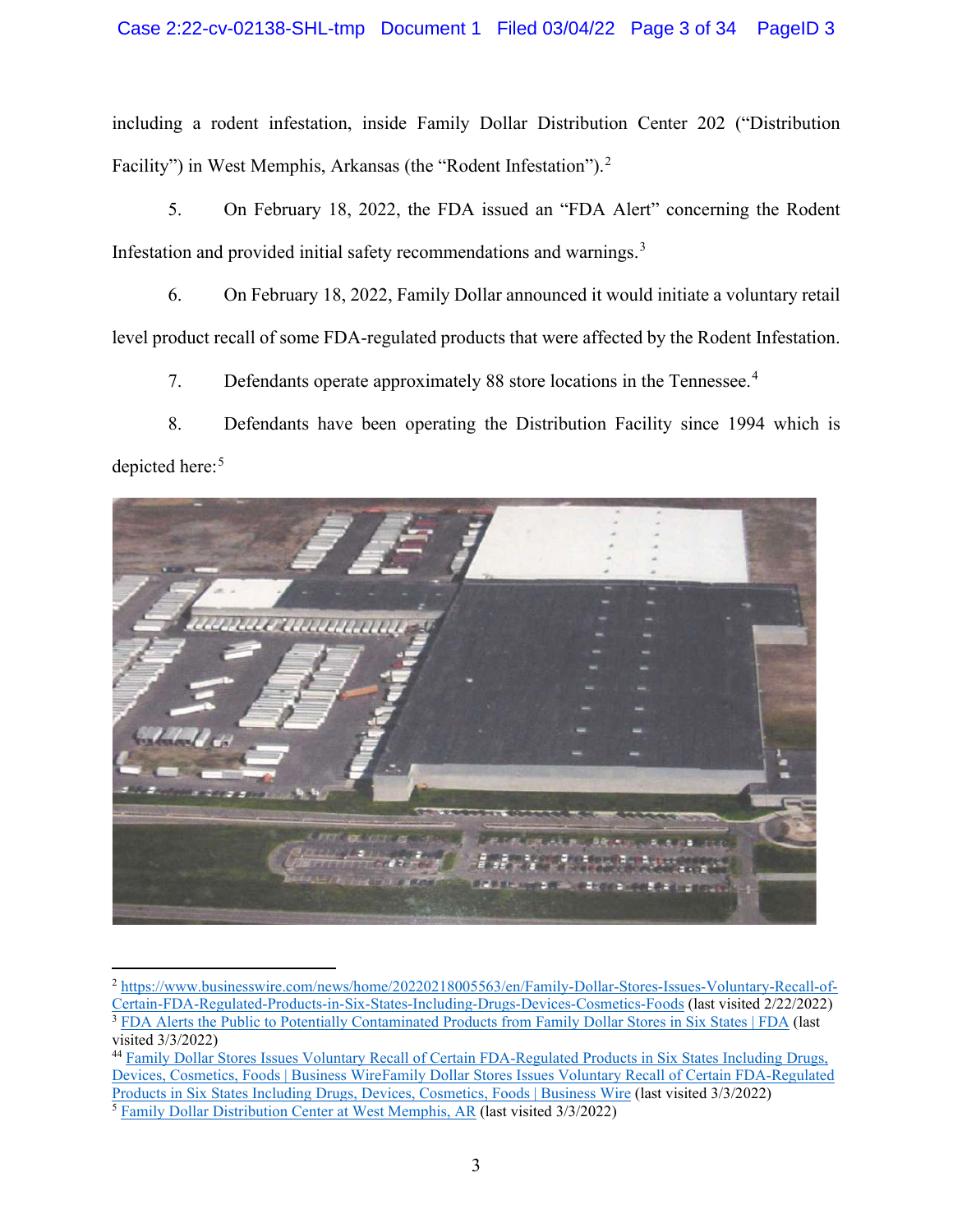including a rodent infestation, inside Family Dollar Distribution Center 202 ("Distribution Facility") in West Memphis, Arkansas (the "Rodent Infestation").[2]

5. On February 18, 2022, the FDA issued an "FDA Alert" concerning the Rodent Infestation and provided initial safety recommendations and warnings.[3]

6. On February 18, 2022, Family Dollar announced it would initiate a voluntary retail level product recall of some FDA-regulated products that were affected by the Rodent Infestation.

7. Defendants operate approximately 88 store locations in the Tennessee.[4]

8. Defendants have been operating the Distribution Facility since 1994 which is depicted here:[5]

---

[2] https://www.businesswire.com/news/home/20220218005563/en/Family-Dollar-Stores-Issues-Voluntary-Recall-of-Certain-FDA-Regulated-Products-in-Six-States-Including-Drugs-Devices-Cosmetics-Foods (last visited 2/22/2022)

[3] FDA Alerts the Public to Potentially Contaminated Products from Family Dollar Stores in Six States | FDA (last visited 3/3/2022)

[44] Family Dollar Stores Issues Voluntary Recall of Certain FDA-Regulated Products in Six States Including Drugs, Devices, Cosmetics, Foods | Business WireFamily Dollar Stores Issues Voluntary Recall of Certain FDA-Regulated Products in Six States Including Drugs, Devices, Cosmetics, Foods | Business Wire (last visited 3/3/2022)

[5] Family Dollar Distribution Center at West Memphis, AR (last visited 3/3/2022)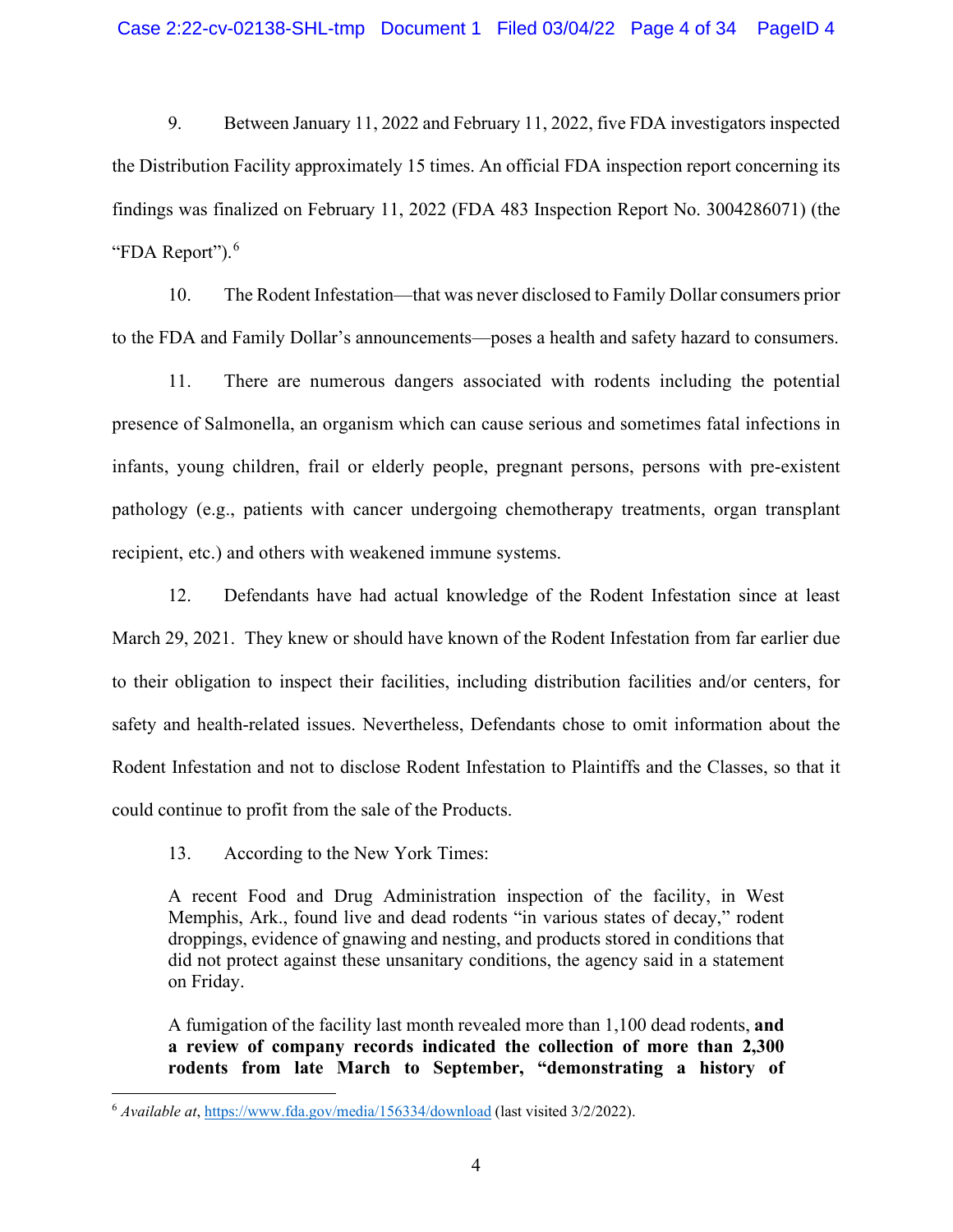9. Between January 11, 2022 and February 11, 2022, five FDA investigators inspected the Distribution Facility approximately 15 times. An official FDA inspection report concerning its findings was finalized on February 11, 2022 (FDA 483 Inspection Report No. 3004286071) (the "FDA Report").[6]

10. The Rodent Infestation—that was never disclosed to Family Dollar consumers prior to the FDA and Family Dollar's announcements—poses a health and safety hazard to consumers.

11. There are numerous dangers associated with rodents including the potential presence of Salmonella, an organism which can cause serious and sometimes fatal infections in infants, young children, frail or elderly people, pregnant persons, persons with pre-existent pathology (e.g., patients with cancer undergoing chemotherapy treatments, organ transplant recipient, etc.) and others with weakened immune systems.

12. Defendants have had actual knowledge of the Rodent Infestation since at least March 29, 2021. They knew or should have known of the Rodent Infestation from far earlier due to their obligation to inspect their facilities, including distribution facilities and/or centers, for safety and health-related issues. Nevertheless, Defendants chose to omit information about the Rodent Infestation and not to disclose Rodent Infestation to Plaintiffs and the Classes, so that it could continue to profit from the sale of the Products.

13. According to the New York Times:

> A recent Food and Drug Administration inspection of the facility, in West Memphis, Ark., found live and dead rodents "in various states of decay," rodent droppings, evidence of gnawing and nesting, and products stored in conditions that did not protect against these unsanitary conditions, the agency said in a statement on Friday.
>
> A fumigation of the facility last month revealed more than 1,100 dead rodents, **and a review of company records indicated the collection of more than 2,300 rodents from late March to September, "demonstrating a history of**

[6] *Available at*, https://www.fda.gov/media/156334/download (last visited 3/2/2022).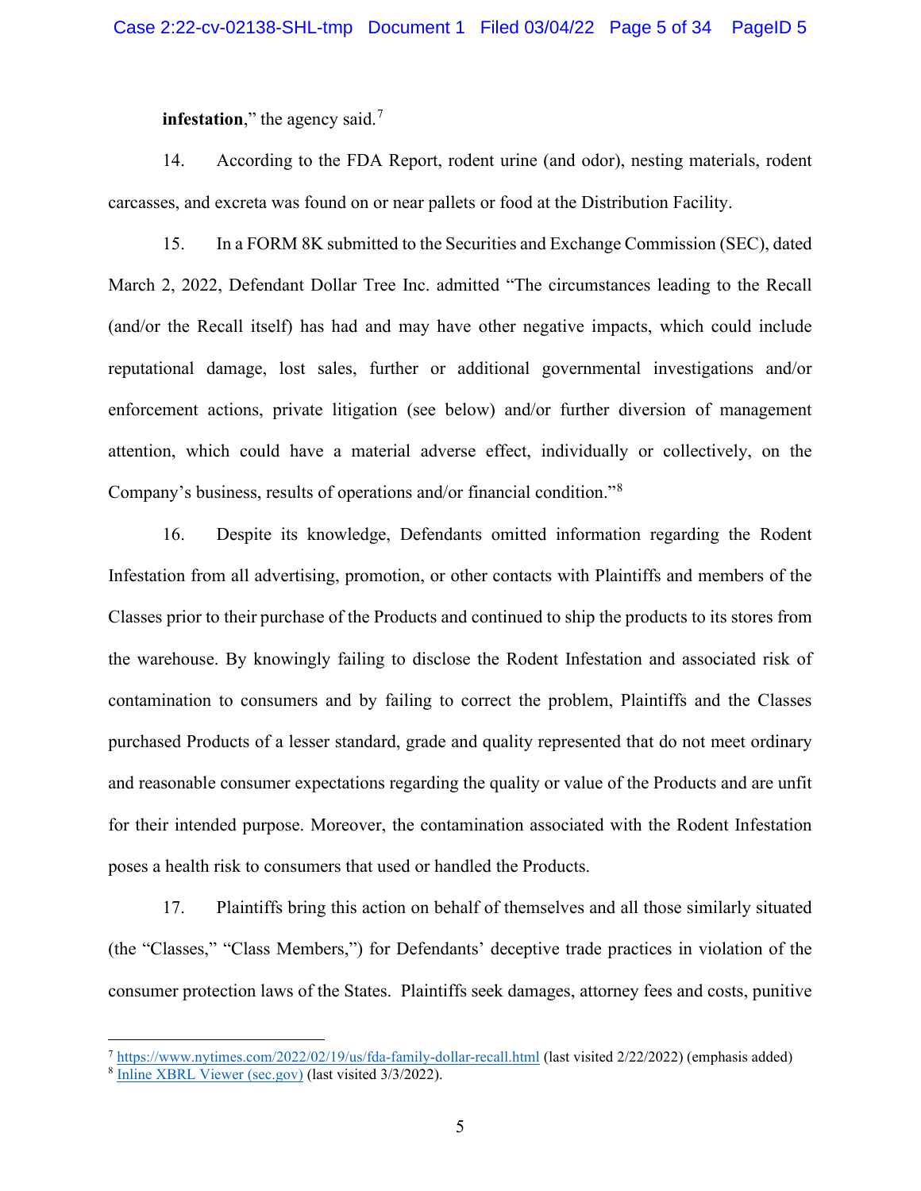**infestation**," the agency said.[7]

14. According to the FDA Report, rodent urine (and odor), nesting materials, rodent carcasses, and excreta was found on or near pallets or food at the Distribution Facility.

15. In a FORM 8K submitted to the Securities and Exchange Commission (SEC), dated March 2, 2022, Defendant Dollar Tree Inc. admitted "The circumstances leading to the Recall (and/or the Recall itself) has had and may have other negative impacts, which could include reputational damage, lost sales, further or additional governmental investigations and/or enforcement actions, private litigation (see below) and/or further diversion of management attention, which could have a material adverse effect, individually or collectively, on the Company's business, results of operations and/or financial condition."[8]

16. Despite its knowledge, Defendants omitted information regarding the Rodent Infestation from all advertising, promotion, or other contacts with Plaintiffs and members of the Classes prior to their purchase of the Products and continued to ship the products to its stores from the warehouse. By knowingly failing to disclose the Rodent Infestation and associated risk of contamination to consumers and by failing to correct the problem, Plaintiffs and the Classes purchased Products of a lesser standard, grade and quality represented that do not meet ordinary and reasonable consumer expectations regarding the quality or value of the Products and are unfit for their intended purpose. Moreover, the contamination associated with the Rodent Infestation poses a health risk to consumers that used or handled the Products.

17. Plaintiffs bring this action on behalf of themselves and all those similarly situated (the "Classes," "Class Members,") for Defendants' deceptive trade practices in violation of the consumer protection laws of the States. Plaintiffs seek damages, attorney fees and costs, punitive

---

[7] https://www.nytimes.com/2022/02/19/us/fda-family-dollar-recall.html (last visited 2/22/2022) (emphasis added)

[8] Inline XBRL Viewer (sec.gov) (last visited 3/3/2022).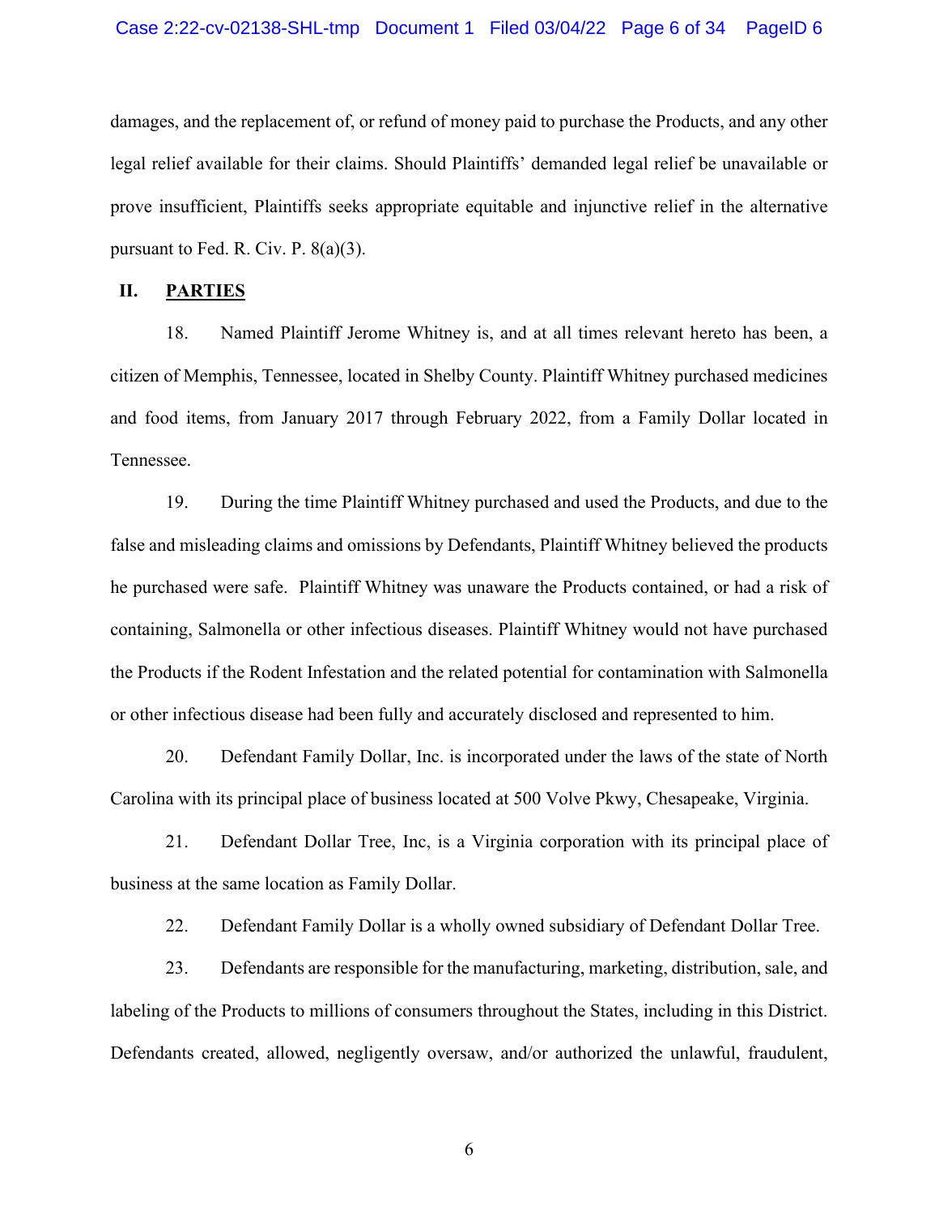damages, and the replacement of, or refund of money paid to purchase the Products, and any other legal relief available for their claims. Should Plaintiffs' demanded legal relief be unavailable or prove insufficient, Plaintiffs seeks appropriate equitable and injunctive relief in the alternative pursuant to Fed. R. Civ. P. 8(a)(3).

## II. PARTIES

18. Named Plaintiff Jerome Whitney is, and at all times relevant hereto has been, a citizen of Memphis, Tennessee, located in Shelby County. Plaintiff Whitney purchased medicines and food items, from January 2017 through February 2022, from a Family Dollar located in Tennessee.

19. During the time Plaintiff Whitney purchased and used the Products, and due to the false and misleading claims and omissions by Defendants, Plaintiff Whitney believed the products he purchased were safe. Plaintiff Whitney was unaware the Products contained, or had a risk of containing, Salmonella or other infectious diseases. Plaintiff Whitney would not have purchased the Products if the Rodent Infestation and the related potential for contamination with Salmonella or other infectious disease had been fully and accurately disclosed and represented to him.

20. Defendant Family Dollar, Inc. is incorporated under the laws of the state of North Carolina with its principal place of business located at 500 Volve Pkwy, Chesapeake, Virginia.

21. Defendant Dollar Tree, Inc, is a Virginia corporation with its principal place of business at the same location as Family Dollar.

22. Defendant Family Dollar is a wholly owned subsidiary of Defendant Dollar Tree.

23. Defendants are responsible for the manufacturing, marketing, distribution, sale, and labeling of the Products to millions of consumers throughout the States, including in this District. Defendants created, allowed, negligently oversaw, and/or authorized the unlawful, fraudulent,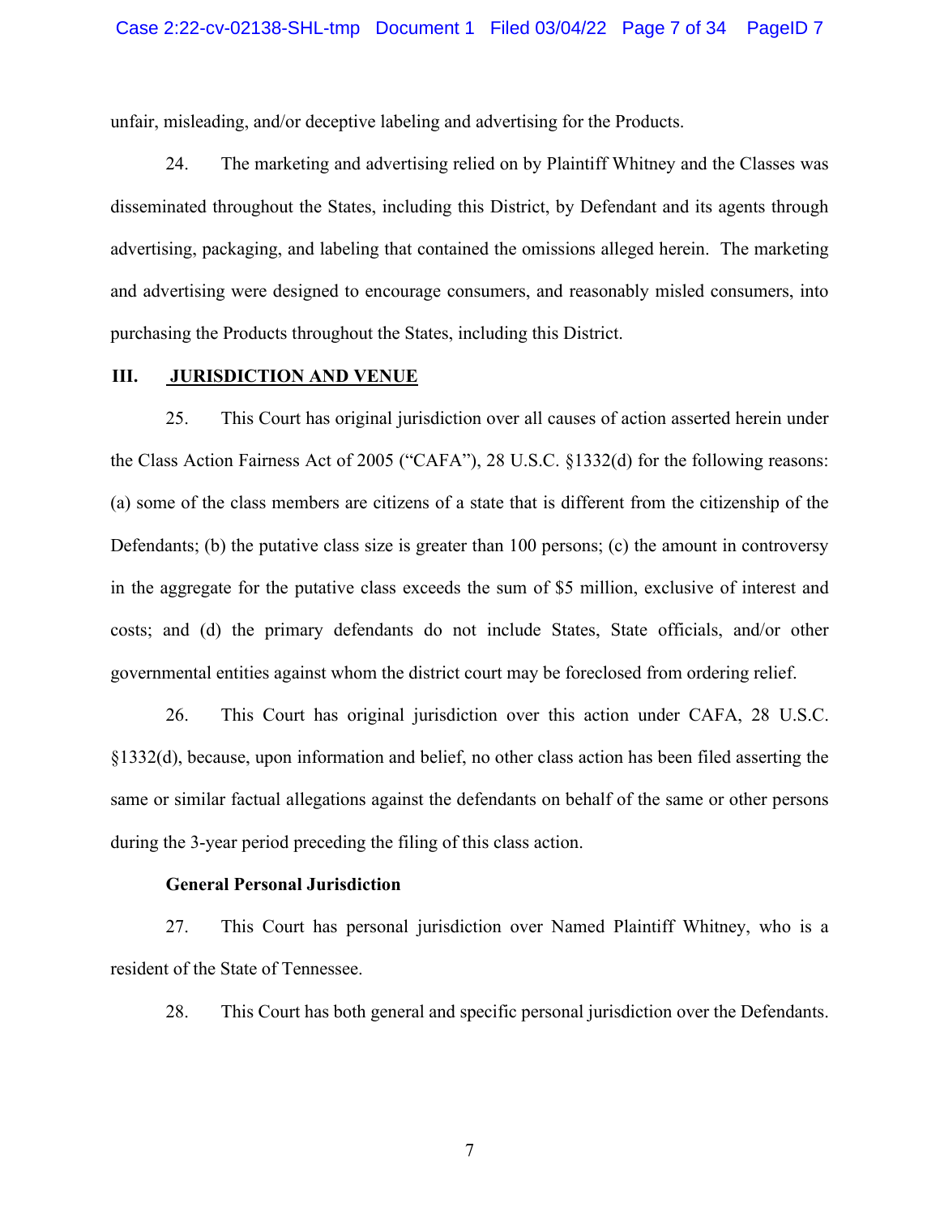unfair, misleading, and/or deceptive labeling and advertising for the Products.

24. The marketing and advertising relied on by Plaintiff Whitney and the Classes was disseminated throughout the States, including this District, by Defendant and its agents through advertising, packaging, and labeling that contained the omissions alleged herein. The marketing and advertising were designed to encourage consumers, and reasonably misled consumers, into purchasing the Products throughout the States, including this District.

## III. JURISDICTION AND VENUE

25. This Court has original jurisdiction over all causes of action asserted herein under the Class Action Fairness Act of 2005 ("CAFA"), 28 U.S.C. §1332(d) for the following reasons: (a) some of the class members are citizens of a state that is different from the citizenship of the Defendants; (b) the putative class size is greater than 100 persons; (c) the amount in controversy in the aggregate for the putative class exceeds the sum of $5 million, exclusive of interest and costs; and (d) the primary defendants do not include States, State officials, and/or other governmental entities against whom the district court may be foreclosed from ordering relief.

26. This Court has original jurisdiction over this action under CAFA, 28 U.S.C. §1332(d), because, upon information and belief, no other class action has been filed asserting the same or similar factual allegations against the defendants on behalf of the same or other persons during the 3-year period preceding the filing of this class action.

### General Personal Jurisdiction

27. This Court has personal jurisdiction over Named Plaintiff Whitney, who is a resident of the State of Tennessee.

28. This Court has both general and specific personal jurisdiction over the Defendants.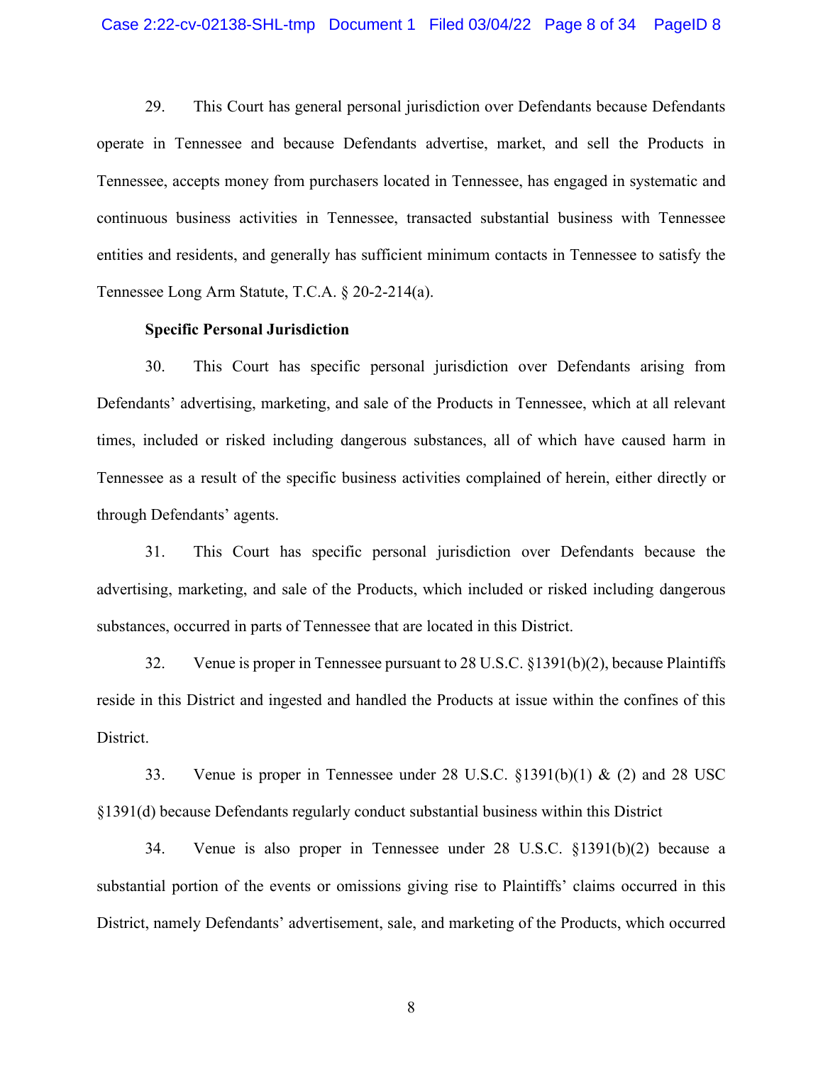29. This Court has general personal jurisdiction over Defendants because Defendants operate in Tennessee and because Defendants advertise, market, and sell the Products in Tennessee, accepts money from purchasers located in Tennessee, has engaged in systematic and continuous business activities in Tennessee, transacted substantial business with Tennessee entities and residents, and generally has sufficient minimum contacts in Tennessee to satisfy the Tennessee Long Arm Statute, T.C.A. § 20-2-214(a).

**Specific Personal Jurisdiction**

30. This Court has specific personal jurisdiction over Defendants arising from Defendants' advertising, marketing, and sale of the Products in Tennessee, which at all relevant times, included or risked including dangerous substances, all of which have caused harm in Tennessee as a result of the specific business activities complained of herein, either directly or through Defendants' agents.

31. This Court has specific personal jurisdiction over Defendants because the advertising, marketing, and sale of the Products, which included or risked including dangerous substances, occurred in parts of Tennessee that are located in this District.

32. Venue is proper in Tennessee pursuant to 28 U.S.C. §1391(b)(2), because Plaintiffs reside in this District and ingested and handled the Products at issue within the confines of this District.

33. Venue is proper in Tennessee under 28 U.S.C. §1391(b)(1) & (2) and 28 USC §1391(d) because Defendants regularly conduct substantial business within this District

34. Venue is also proper in Tennessee under 28 U.S.C. §1391(b)(2) because a substantial portion of the events or omissions giving rise to Plaintiffs' claims occurred in this District, namely Defendants' advertisement, sale, and marketing of the Products, which occurred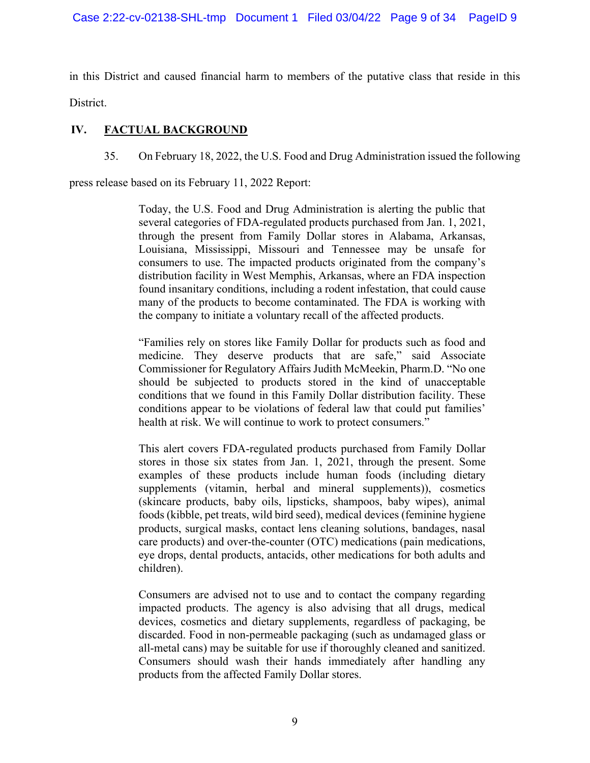in this District and caused financial harm to members of the putative class that reside in this District.

## IV. FACTUAL BACKGROUND

35. On February 18, 2022, the U.S. Food and Drug Administration issued the following press release based on its February 11, 2022 Report:

> Today, the U.S. Food and Drug Administration is alerting the public that several categories of FDA-regulated products purchased from Jan. 1, 2021, through the present from Family Dollar stores in Alabama, Arkansas, Louisiana, Mississippi, Missouri and Tennessee may be unsafe for consumers to use. The impacted products originated from the company's distribution facility in West Memphis, Arkansas, where an FDA inspection found insanitary conditions, including a rodent infestation, that could cause many of the products to become contaminated. The FDA is working with the company to initiate a voluntary recall of the affected products.
>
> "Families rely on stores like Family Dollar for products such as food and medicine. They deserve products that are safe," said Associate Commissioner for Regulatory Affairs Judith McMeekin, Pharm.D. "No one should be subjected to products stored in the kind of unacceptable conditions that we found in this Family Dollar distribution facility. These conditions appear to be violations of federal law that could put families' health at risk. We will continue to work to protect consumers."
>
> This alert covers FDA-regulated products purchased from Family Dollar stores in those six states from Jan. 1, 2021, through the present. Some examples of these products include human foods (including dietary supplements (vitamin, herbal and mineral supplements)), cosmetics (skincare products, baby oils, lipsticks, shampoos, baby wipes), animal foods (kibble, pet treats, wild bird seed), medical devices (feminine hygiene products, surgical masks, contact lens cleaning solutions, bandages, nasal care products) and over-the-counter (OTC) medications (pain medications, eye drops, dental products, antacids, other medications for both adults and children).
>
> Consumers are advised not to use and to contact the company regarding impacted products. The agency is also advising that all drugs, medical devices, cosmetics and dietary supplements, regardless of packaging, be discarded. Food in non-permeable packaging (such as undamaged glass or all-metal cans) may be suitable for use if thoroughly cleaned and sanitized. Consumers should wash their hands immediately after handling any products from the affected Family Dollar stores.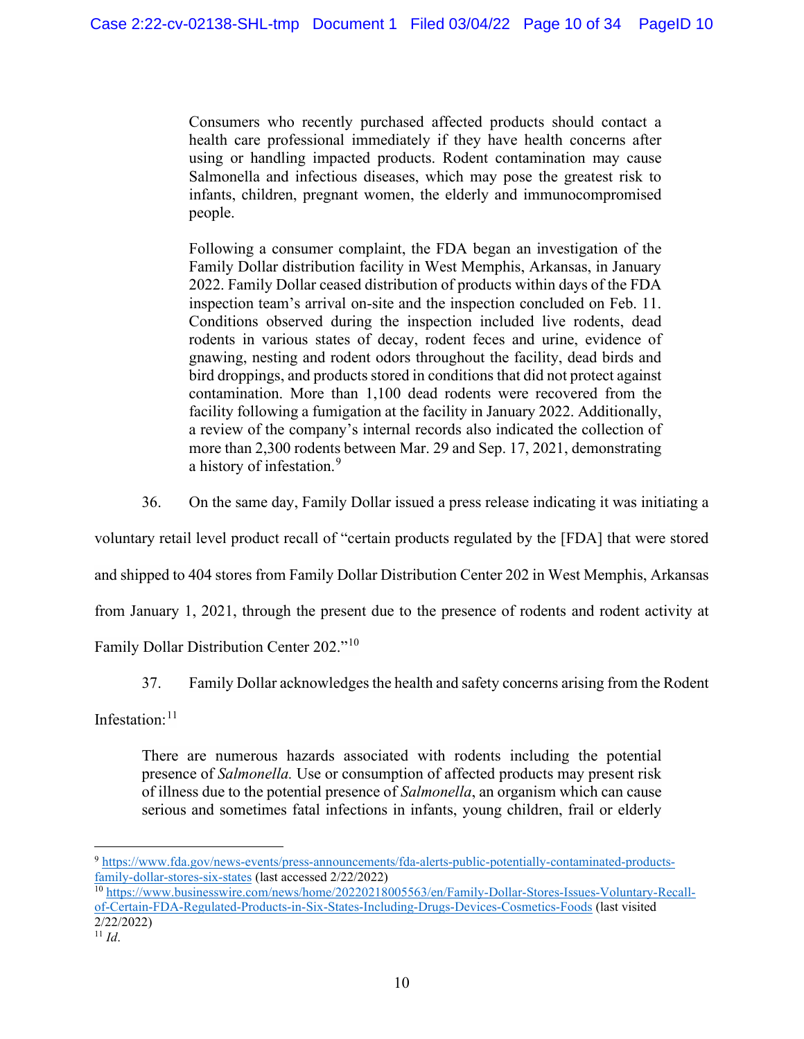> Consumers who recently purchased affected products should contact a health care professional immediately if they have health concerns after using or handling impacted products. Rodent contamination may cause Salmonella and infectious diseases, which may pose the greatest risk to infants, children, pregnant women, the elderly and immunocompromised people.
>
> Following a consumer complaint, the FDA began an investigation of the Family Dollar distribution facility in West Memphis, Arkansas, in January 2022. Family Dollar ceased distribution of products within days of the FDA inspection team's arrival on-site and the inspection concluded on Feb. 11. Conditions observed during the inspection included live rodents, dead rodents in various states of decay, rodent feces and urine, evidence of gnawing, nesting and rodent odors throughout the facility, dead birds and bird droppings, and products stored in conditions that did not protect against contamination. More than 1,100 dead rodents were recovered from the facility following a fumigation at the facility in January 2022. Additionally, a review of the company's internal records also indicated the collection of more than 2,300 rodents between Mar. 29 and Sep. 17, 2021, demonstrating a history of infestation.[9]

36. On the same day, Family Dollar issued a press release indicating it was initiating a voluntary retail level product recall of "certain products regulated by the [FDA] that were stored and shipped to 404 stores from Family Dollar Distribution Center 202 in West Memphis, Arkansas from January 1, 2021, through the present due to the presence of rodents and rodent activity at Family Dollar Distribution Center 202."[10]

37. Family Dollar acknowledges the health and safety concerns arising from the Rodent Infestation:[11]

> There are numerous hazards associated with rodents including the potential presence of *Salmonella.* Use or consumption of affected products may present risk of illness due to the potential presence of *Salmonella*, an organism which can cause serious and sometimes fatal infections in infants, young children, frail or elderly

---

[9] https://www.fda.gov/news-events/press-announcements/fda-alerts-public-potentially-contaminated-products-family-dollar-stores-six-states (last accessed 2/22/2022)

[10] https://www.businesswire.com/news/home/20220218005563/en/Family-Dollar-Stores-Issues-Voluntary-Recall-of-Certain-FDA-Regulated-Products-in-Six-States-Including-Drugs-Devices-Cosmetics-Foods (last visited 2/22/2022)

[11] *Id*.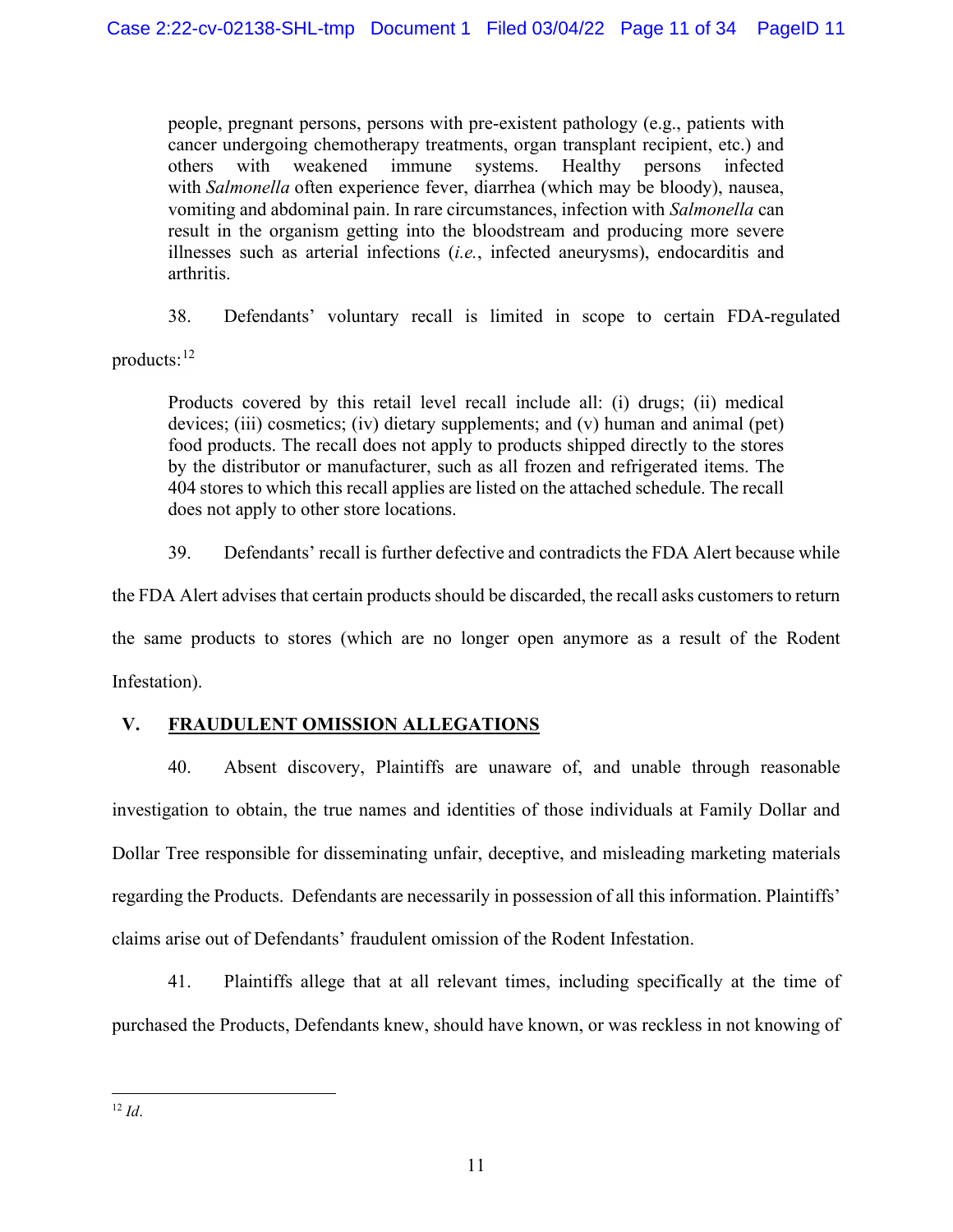> people, pregnant persons, persons with pre-existent pathology (e.g., patients with cancer undergoing chemotherapy treatments, organ transplant recipient, etc.) and others with weakened immune systems. Healthy persons infected with *Salmonella* often experience fever, diarrhea (which may be bloody), nausea, vomiting and abdominal pain. In rare circumstances, infection with *Salmonella* can result in the organism getting into the bloodstream and producing more severe illnesses such as arterial infections (*i.e.*, infected aneurysms), endocarditis and arthritis.

38. Defendants' voluntary recall is limited in scope to certain FDA-regulated products:[12]

> Products covered by this retail level recall include all: (i) drugs; (ii) medical devices; (iii) cosmetics; (iv) dietary supplements; and (v) human and animal (pet) food products. The recall does not apply to products shipped directly to the stores by the distributor or manufacturer, such as all frozen and refrigerated items. The 404 stores to which this recall applies are listed on the attached schedule. The recall does not apply to other store locations.

39. Defendants' recall is further defective and contradicts the FDA Alert because while the FDA Alert advises that certain products should be discarded, the recall asks customers to return the same products to stores (which are no longer open anymore as a result of the Rodent Infestation).

## V. <u>FRAUDULENT OMISSION ALLEGATIONS</u>

40. Absent discovery, Plaintiffs are unaware of, and unable through reasonable investigation to obtain, the true names and identities of those individuals at Family Dollar and Dollar Tree responsible for disseminating unfair, deceptive, and misleading marketing materials regarding the Products. Defendants are necessarily in possession of all this information. Plaintiffs' claims arise out of Defendants' fraudulent omission of the Rodent Infestation.

41. Plaintiffs allege that at all relevant times, including specifically at the time of purchased the Products, Defendants knew, should have known, or was reckless in not knowing of

---

[12] *Id*.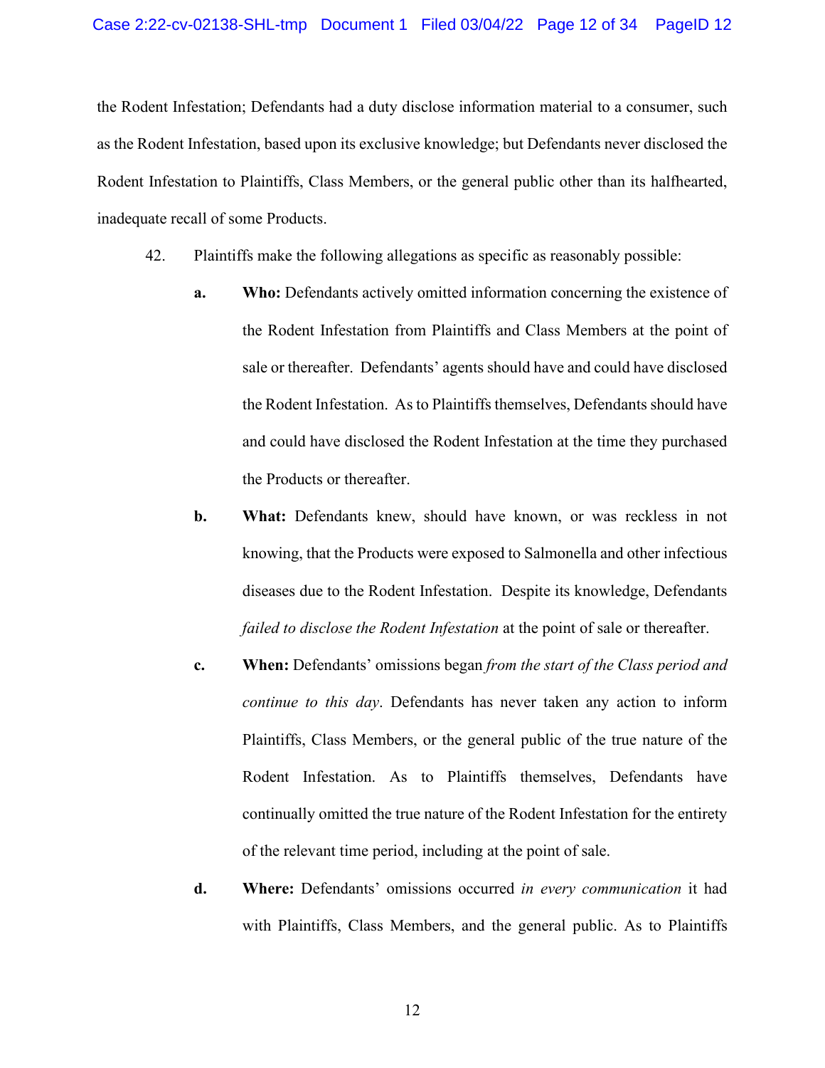the Rodent Infestation; Defendants had a duty disclose information material to a consumer, such as the Rodent Infestation, based upon its exclusive knowledge; but Defendants never disclosed the Rodent Infestation to Plaintiffs, Class Members, or the general public other than its halfhearted, inadequate recall of some Products.

42. Plaintiffs make the following allegations as specific as reasonably possible:

  - **a. Who:** Defendants actively omitted information concerning the existence of the Rodent Infestation from Plaintiffs and Class Members at the point of sale or thereafter. Defendants' agents should have and could have disclosed the Rodent Infestation. As to Plaintiffs themselves, Defendants should have and could have disclosed the Rodent Infestation at the time they purchased the Products or thereafter.

  - **b. What:** Defendants knew, should have known, or was reckless in not knowing, that the Products were exposed to Salmonella and other infectious diseases due to the Rodent Infestation. Despite its knowledge, Defendants *failed to disclose the Rodent Infestation* at the point of sale or thereafter.

  - **c. When:** Defendants' omissions began *from the start of the Class period and continue to this day*. Defendants has never taken any action to inform Plaintiffs, Class Members, or the general public of the true nature of the Rodent Infestation. As to Plaintiffs themselves, Defendants have continually omitted the true nature of the Rodent Infestation for the entirety of the relevant time period, including at the point of sale.

  - **d. Where:** Defendants' omissions occurred *in every communication* it had with Plaintiffs, Class Members, and the general public. As to Plaintiffs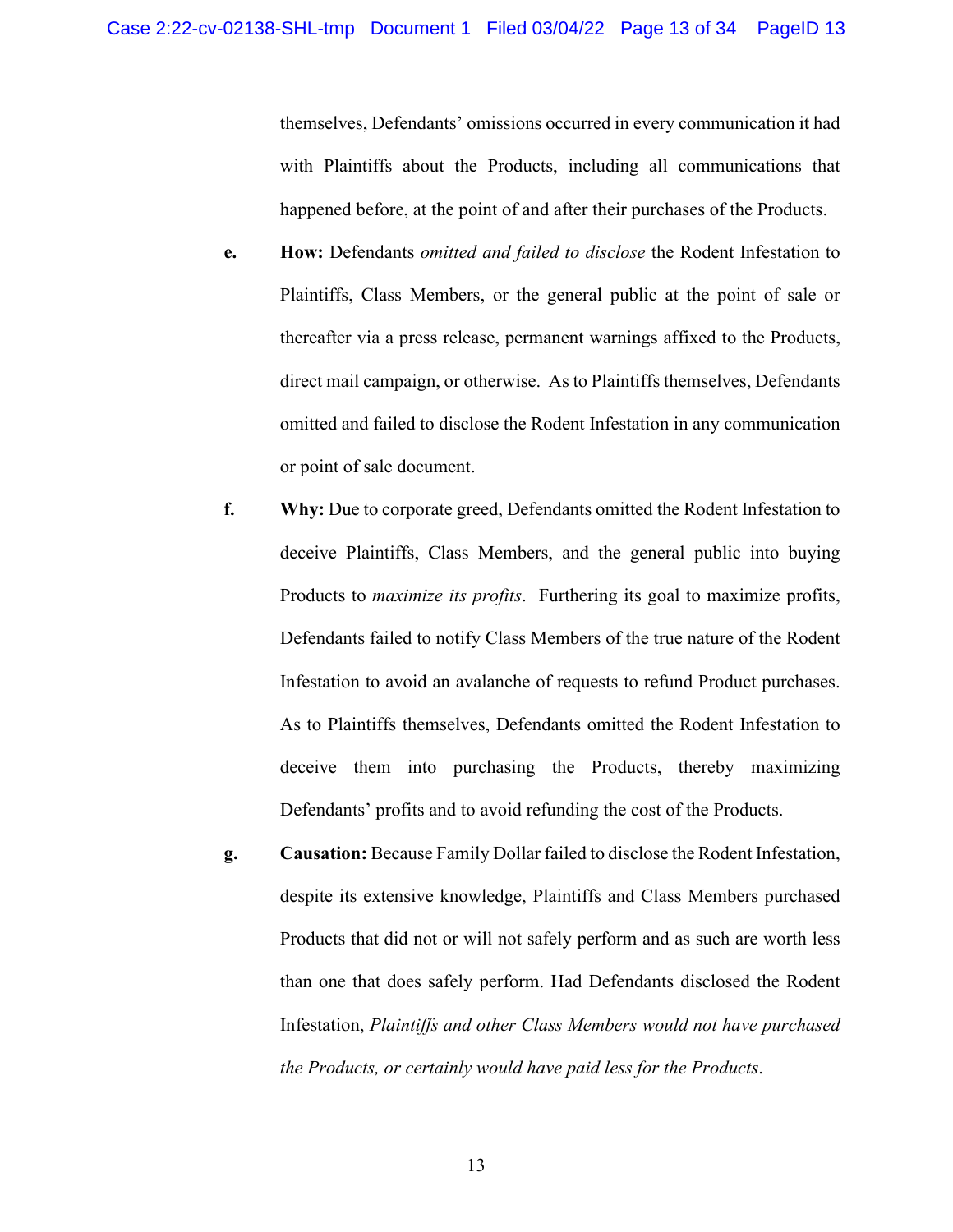themselves, Defendants' omissions occurred in every communication it had with Plaintiffs about the Products, including all communications that happened before, at the point of and after their purchases of the Products.

e. **How:** Defendants *omitted and failed to disclose* the Rodent Infestation to Plaintiffs, Class Members, or the general public at the point of sale or thereafter via a press release, permanent warnings affixed to the Products, direct mail campaign, or otherwise. As to Plaintiffs themselves, Defendants omitted and failed to disclose the Rodent Infestation in any communication or point of sale document.

f. **Why:** Due to corporate greed, Defendants omitted the Rodent Infestation to deceive Plaintiffs, Class Members, and the general public into buying Products to *maximize its profits*. Furthering its goal to maximize profits, Defendants failed to notify Class Members of the true nature of the Rodent Infestation to avoid an avalanche of requests to refund Product purchases. As to Plaintiffs themselves, Defendants omitted the Rodent Infestation to deceive them into purchasing the Products, thereby maximizing Defendants' profits and to avoid refunding the cost of the Products.

g. **Causation:** Because Family Dollar failed to disclose the Rodent Infestation, despite its extensive knowledge, Plaintiffs and Class Members purchased Products that did not or will not safely perform and as such are worth less than one that does safely perform. Had Defendants disclosed the Rodent Infestation, *Plaintiffs and other Class Members would not have purchased the Products, or certainly would have paid less for the Products*.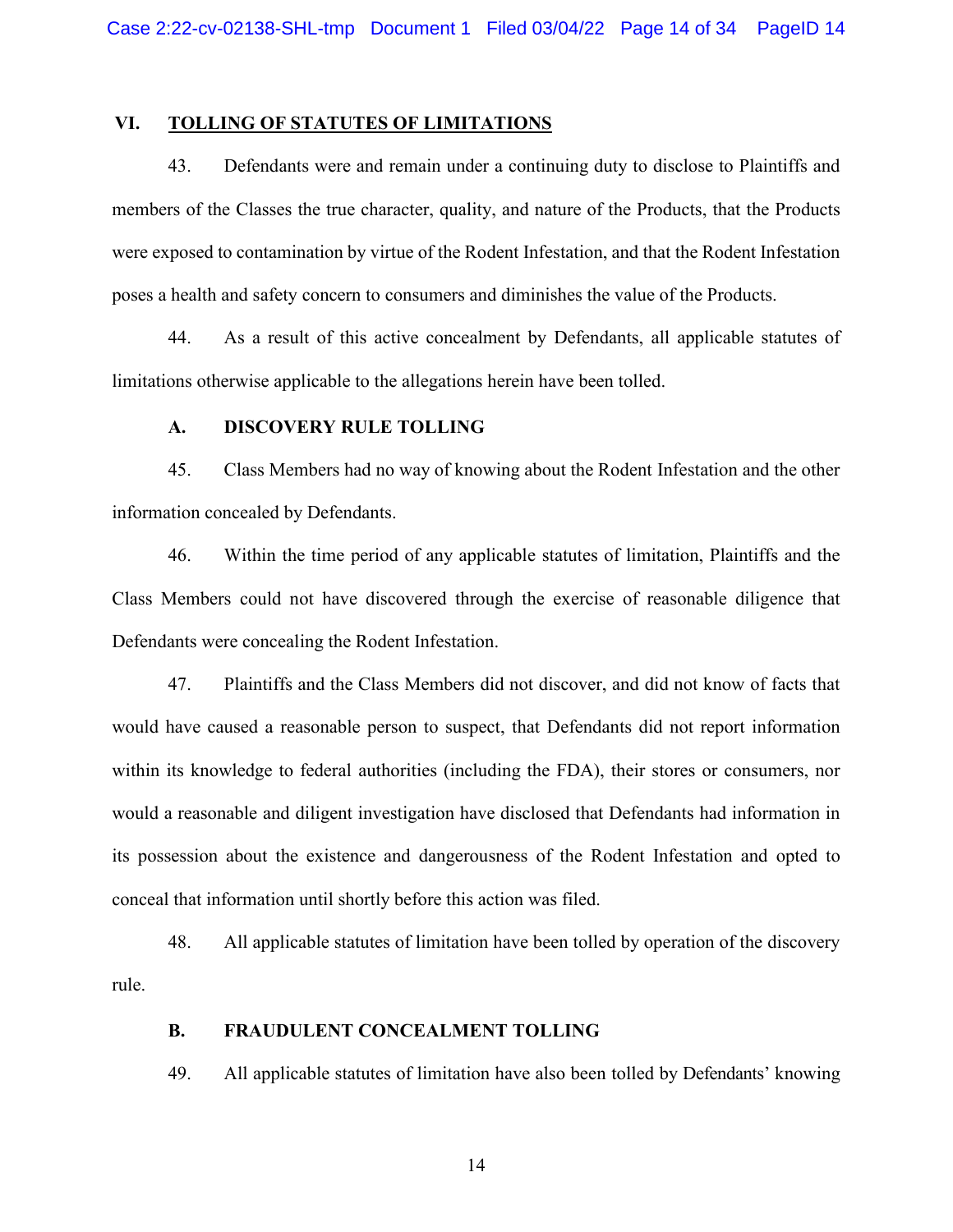## VI. TOLLING OF STATUTES OF LIMITATIONS

43. Defendants were and remain under a continuing duty to disclose to Plaintiffs and members of the Classes the true character, quality, and nature of the Products, that the Products were exposed to contamination by virtue of the Rodent Infestation, and that the Rodent Infestation poses a health and safety concern to consumers and diminishes the value of the Products.

44. As a result of this active concealment by Defendants, all applicable statutes of limitations otherwise applicable to the allegations herein have been tolled.

### A. DISCOVERY RULE TOLLING

45. Class Members had no way of knowing about the Rodent Infestation and the other information concealed by Defendants.

46. Within the time period of any applicable statutes of limitation, Plaintiffs and the Class Members could not have discovered through the exercise of reasonable diligence that Defendants were concealing the Rodent Infestation.

47. Plaintiffs and the Class Members did not discover, and did not know of facts that would have caused a reasonable person to suspect, that Defendants did not report information within its knowledge to federal authorities (including the FDA), their stores or consumers, nor would a reasonable and diligent investigation have disclosed that Defendants had information in its possession about the existence and dangerousness of the Rodent Infestation and opted to conceal that information until shortly before this action was filed.

48. All applicable statutes of limitation have been tolled by operation of the discovery rule.

### B. FRAUDULENT CONCEALMENT TOLLING

49. All applicable statutes of limitation have also been tolled by Defendants' knowing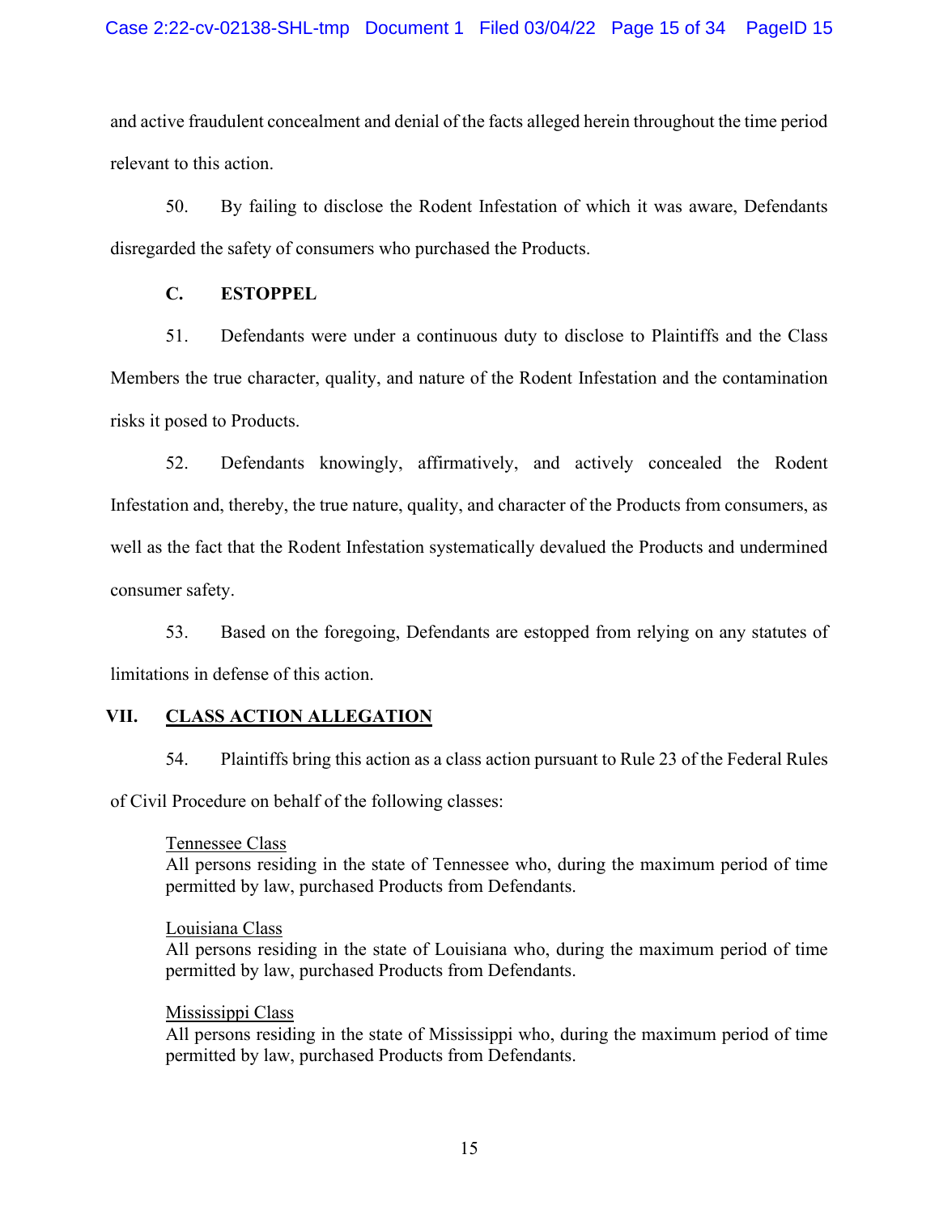and active fraudulent concealment and denial of the facts alleged herein throughout the time period relevant to this action.

50. By failing to disclose the Rodent Infestation of which it was aware, Defendants disregarded the safety of consumers who purchased the Products.

### C. ESTOPPEL

51. Defendants were under a continuous duty to disclose to Plaintiffs and the Class Members the true character, quality, and nature of the Rodent Infestation and the contamination risks it posed to Products.

52. Defendants knowingly, affirmatively, and actively concealed the Rodent Infestation and, thereby, the true nature, quality, and character of the Products from consumers, as well as the fact that the Rodent Infestation systematically devalued the Products and undermined consumer safety.

53. Based on the foregoing, Defendants are estopped from relying on any statutes of limitations in defense of this action.

## VII. CLASS ACTION ALLEGATION

54. Plaintiffs bring this action as a class action pursuant to Rule 23 of the Federal Rules of Civil Procedure on behalf of the following classes:

> Tennessee Class
> All persons residing in the state of Tennessee who, during the maximum period of time permitted by law, purchased Products from Defendants.
>
> Louisiana Class
> All persons residing in the state of Louisiana who, during the maximum period of time permitted by law, purchased Products from Defendants.
>
> Mississippi Class
> All persons residing in the state of Mississippi who, during the maximum period of time permitted by law, purchased Products from Defendants.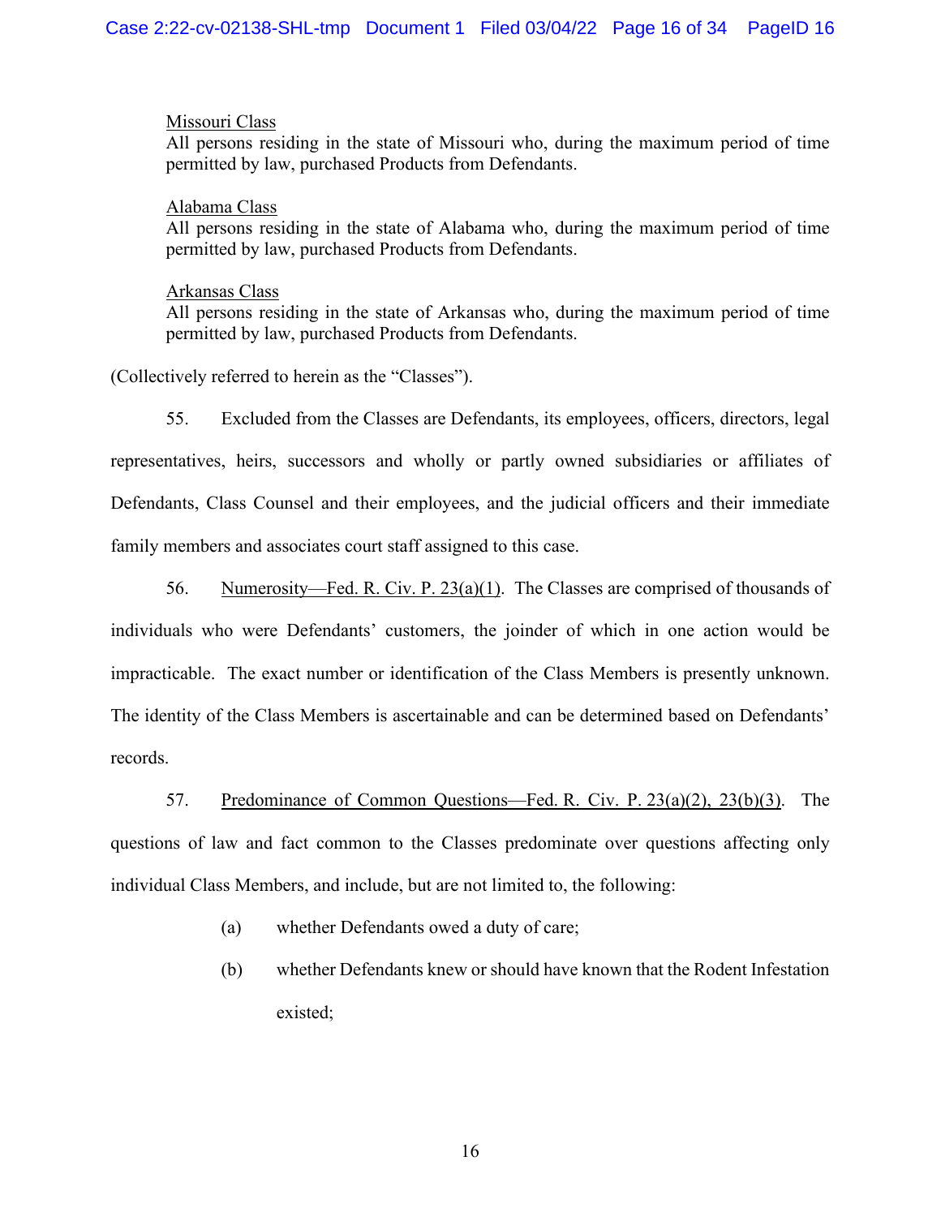<u>Missouri Class</u>
All persons residing in the state of Missouri who, during the maximum period of time permitted by law, purchased Products from Defendants.

<u>Alabama Class</u>
All persons residing in the state of Alabama who, during the maximum period of time permitted by law, purchased Products from Defendants.

<u>Arkansas Class</u>
All persons residing in the state of Arkansas who, during the maximum period of time permitted by law, purchased Products from Defendants.

(Collectively referred to herein as the "Classes").

55. Excluded from the Classes are Defendants, its employees, officers, directors, legal representatives, heirs, successors and wholly or partly owned subsidiaries or affiliates of Defendants, Class Counsel and their employees, and the judicial officers and their immediate family members and associates court staff assigned to this case.

56. <u>Numerosity—Fed. R. Civ. P. 23(a)(1)</u>. The Classes are comprised of thousands of individuals who were Defendants' customers, the joinder of which in one action would be impracticable. The exact number or identification of the Class Members is presently unknown. The identity of the Class Members is ascertainable and can be determined based on Defendants' records.

57. <u>Predominance of Common Questions—Fed. R. Civ. P. 23(a)(2), 23(b)(3)</u>. The questions of law and fact common to the Classes predominate over questions affecting only individual Class Members, and include, but are not limited to, the following:

(a) whether Defendants owed a duty of care;

(b) whether Defendants knew or should have known that the Rodent Infestation existed;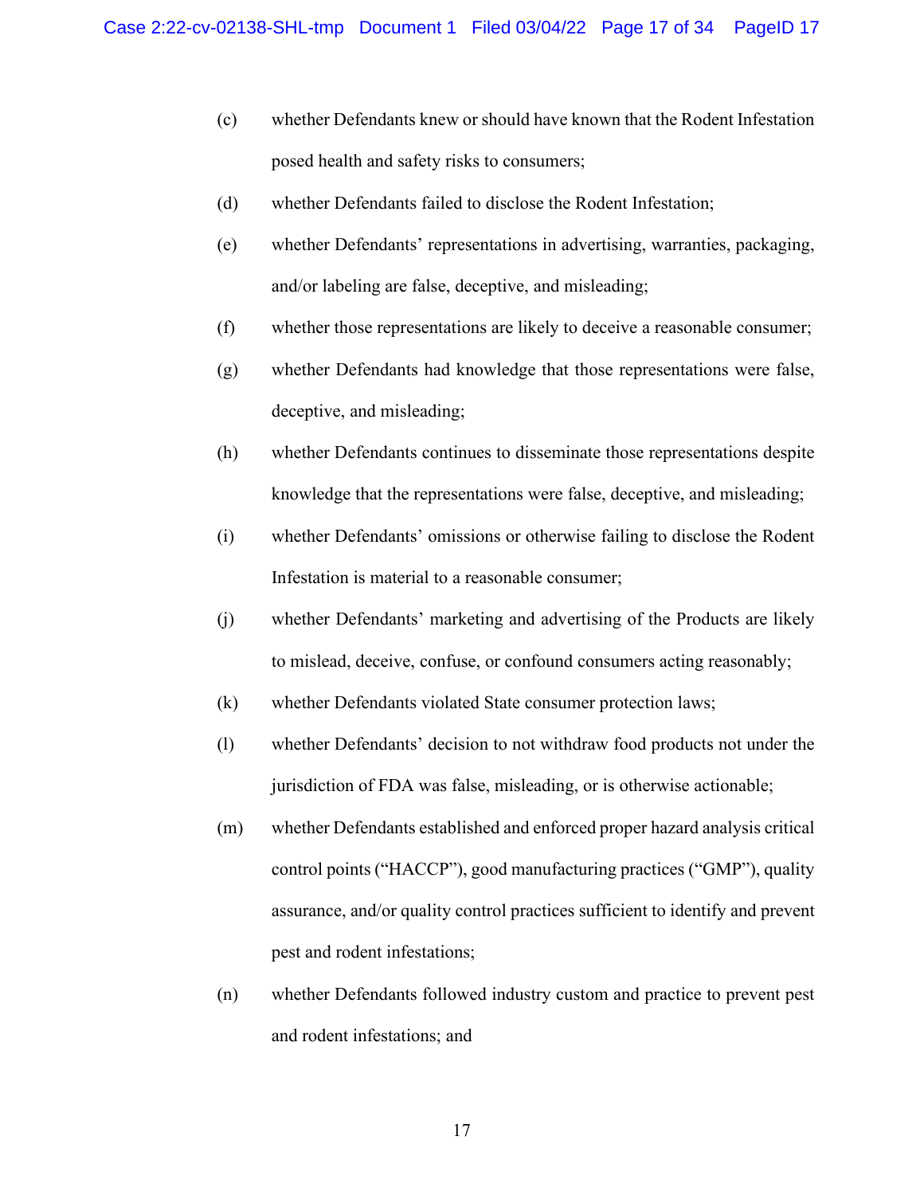(c) whether Defendants knew or should have known that the Rodent Infestation posed health and safety risks to consumers;

(d) whether Defendants failed to disclose the Rodent Infestation;

(e) whether Defendants' representations in advertising, warranties, packaging, and/or labeling are false, deceptive, and misleading;

(f) whether those representations are likely to deceive a reasonable consumer;

(g) whether Defendants had knowledge that those representations were false, deceptive, and misleading;

(h) whether Defendants continues to disseminate those representations despite knowledge that the representations were false, deceptive, and misleading;

(i) whether Defendants' omissions or otherwise failing to disclose the Rodent Infestation is material to a reasonable consumer;

(j) whether Defendants' marketing and advertising of the Products are likely to mislead, deceive, confuse, or confound consumers acting reasonably;

(k) whether Defendants violated State consumer protection laws;

(l) whether Defendants' decision to not withdraw food products not under the jurisdiction of FDA was false, misleading, or is otherwise actionable;

(m) whether Defendants established and enforced proper hazard analysis critical control points ("HACCP"), good manufacturing practices ("GMP"), quality assurance, and/or quality control practices sufficient to identify and prevent pest and rodent infestations;

(n) whether Defendants followed industry custom and practice to prevent pest and rodent infestations; and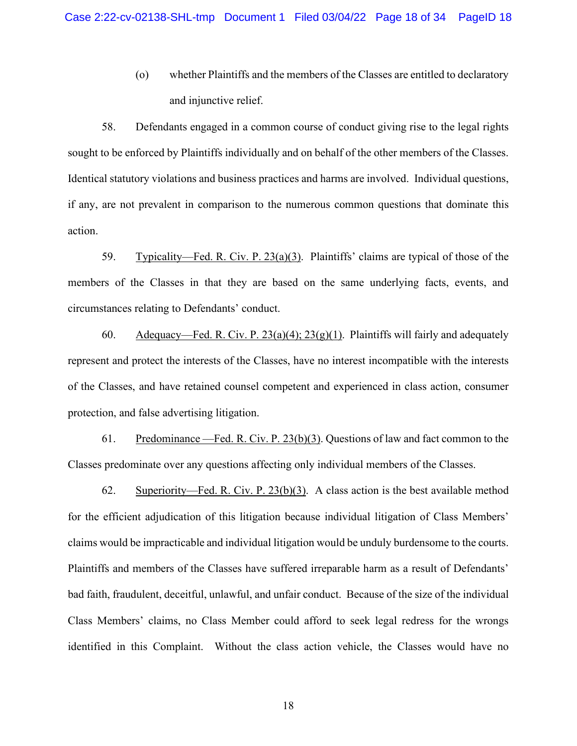(o) whether Plaintiffs and the members of the Classes are entitled to declaratory and injunctive relief.

58. Defendants engaged in a common course of conduct giving rise to the legal rights sought to be enforced by Plaintiffs individually and on behalf of the other members of the Classes. Identical statutory violations and business practices and harms are involved. Individual questions, if any, are not prevalent in comparison to the numerous common questions that dominate this action.

59. Typicality—Fed. R. Civ. P. 23(a)(3). Plaintiffs' claims are typical of those of the members of the Classes in that they are based on the same underlying facts, events, and circumstances relating to Defendants' conduct.

60. Adequacy—Fed. R. Civ. P. 23(a)(4); 23(g)(1). Plaintiffs will fairly and adequately represent and protect the interests of the Classes, have no interest incompatible with the interests of the Classes, and have retained counsel competent and experienced in class action, consumer protection, and false advertising litigation.

61. Predominance —Fed. R. Civ. P. 23(b)(3). Questions of law and fact common to the Classes predominate over any questions affecting only individual members of the Classes.

62. Superiority—Fed. R. Civ. P. 23(b)(3). A class action is the best available method for the efficient adjudication of this litigation because individual litigation of Class Members' claims would be impracticable and individual litigation would be unduly burdensome to the courts. Plaintiffs and members of the Classes have suffered irreparable harm as a result of Defendants' bad faith, fraudulent, deceitful, unlawful, and unfair conduct. Because of the size of the individual Class Members' claims, no Class Member could afford to seek legal redress for the wrongs identified in this Complaint. Without the class action vehicle, the Classes would have no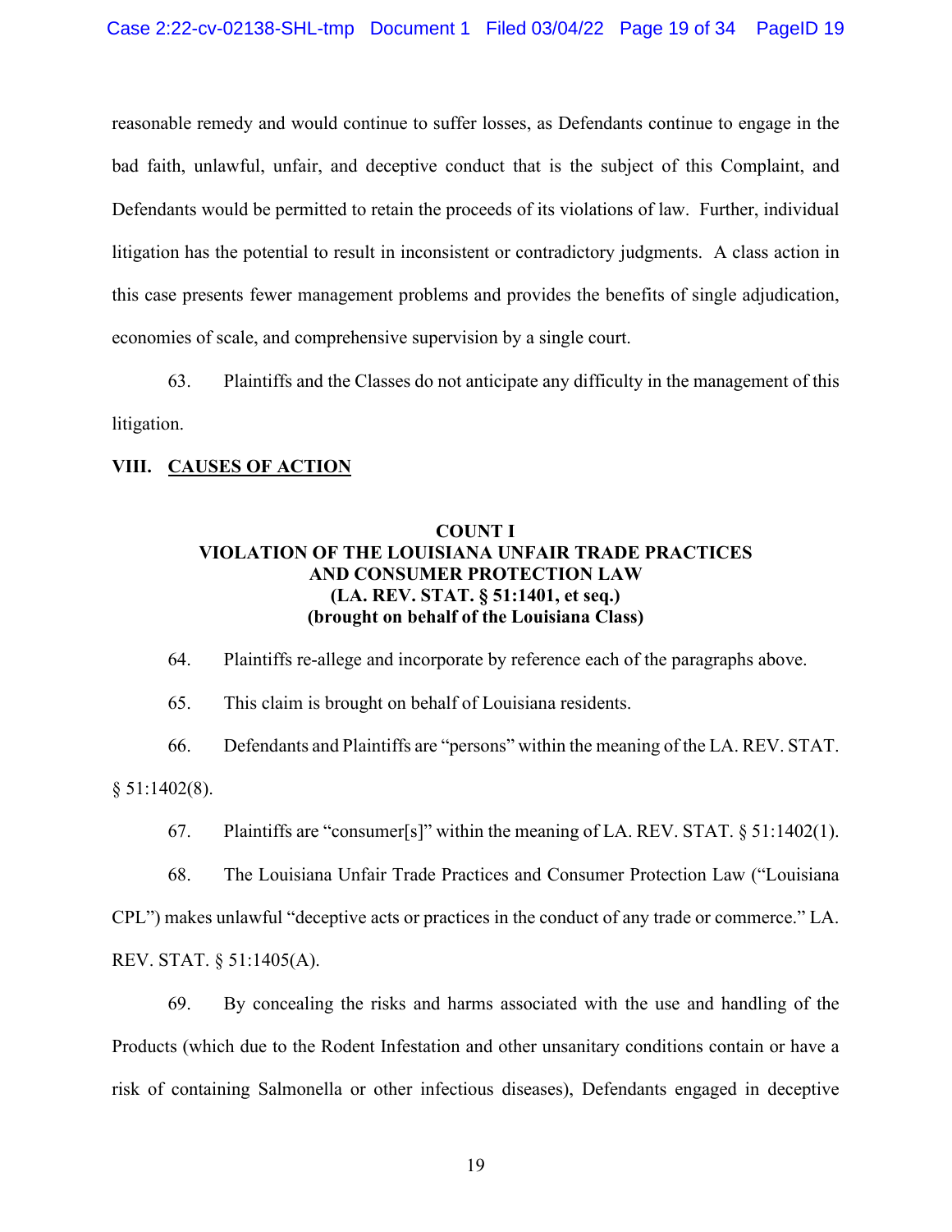reasonable remedy and would continue to suffer losses, as Defendants continue to engage in the bad faith, unlawful, unfair, and deceptive conduct that is the subject of this Complaint, and Defendants would be permitted to retain the proceeds of its violations of law. Further, individual litigation has the potential to result in inconsistent or contradictory judgments. A class action in this case presents fewer management problems and provides the benefits of single adjudication, economies of scale, and comprehensive supervision by a single court.

63. Plaintiffs and the Classes do not anticipate any difficulty in the management of this litigation.

## VIII. CAUSES OF ACTION

### COUNT I
### VIOLATION OF THE LOUISIANA UNFAIR TRADE PRACTICES AND CONSUMER PROTECTION LAW
### (LA. REV. STAT. § 51:1401, et seq.)
### (brought on behalf of the Louisiana Class)

64. Plaintiffs re-allege and incorporate by reference each of the paragraphs above.

65. This claim is brought on behalf of Louisiana residents.

66. Defendants and Plaintiffs are "persons" within the meaning of the LA. REV. STAT. § 51:1402(8).

67. Plaintiffs are "consumer[s]" within the meaning of LA. REV. STAT. § 51:1402(1).

68. The Louisiana Unfair Trade Practices and Consumer Protection Law ("Louisiana CPL") makes unlawful "deceptive acts or practices in the conduct of any trade or commerce." LA. REV. STAT. § 51:1405(A).

69. By concealing the risks and harms associated with the use and handling of the Products (which due to the Rodent Infestation and other unsanitary conditions contain or have a risk of containing Salmonella or other infectious diseases), Defendants engaged in deceptive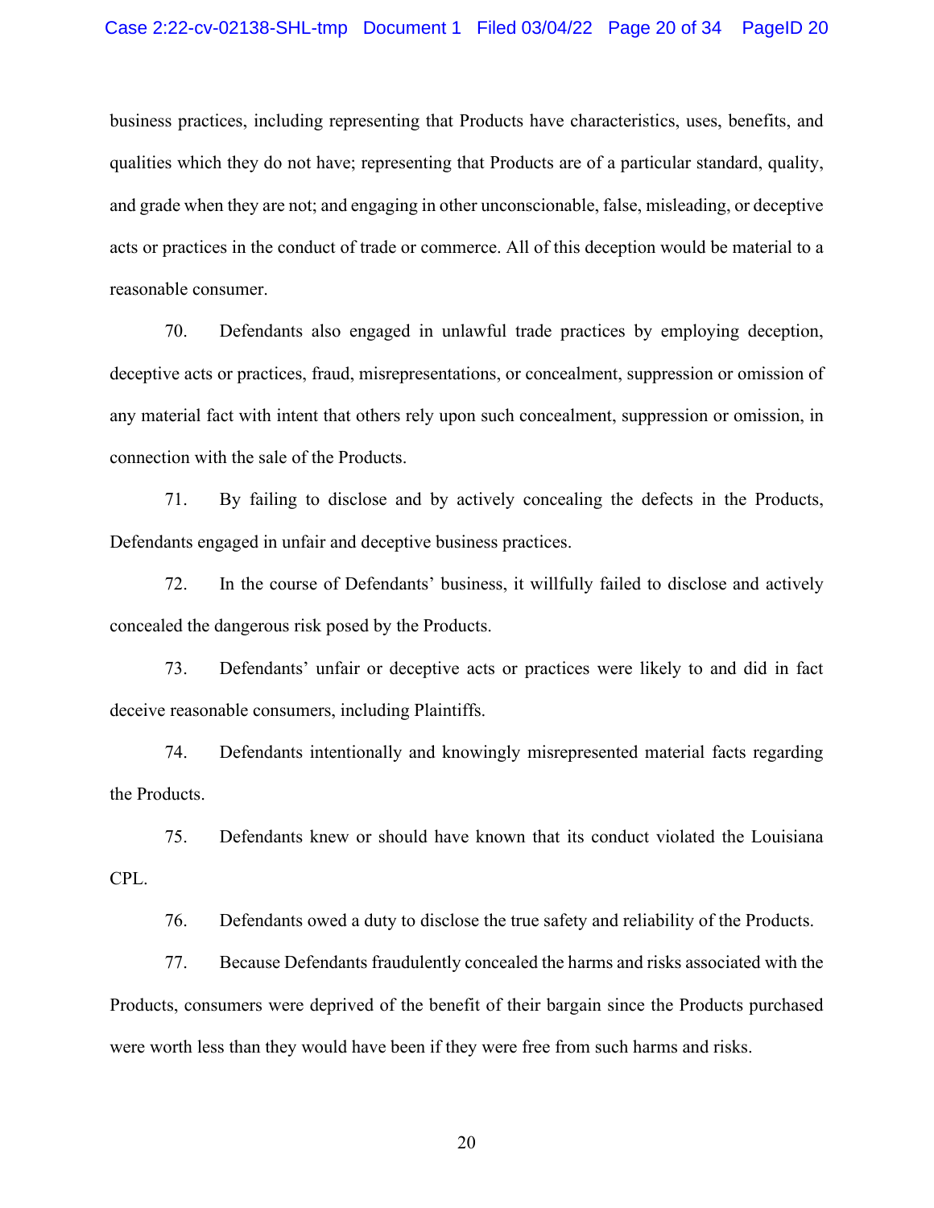business practices, including representing that Products have characteristics, uses, benefits, and qualities which they do not have; representing that Products are of a particular standard, quality, and grade when they are not; and engaging in other unconscionable, false, misleading, or deceptive acts or practices in the conduct of trade or commerce. All of this deception would be material to a reasonable consumer.

70. Defendants also engaged in unlawful trade practices by employing deception, deceptive acts or practices, fraud, misrepresentations, or concealment, suppression or omission of any material fact with intent that others rely upon such concealment, suppression or omission, in connection with the sale of the Products.

71. By failing to disclose and by actively concealing the defects in the Products, Defendants engaged in unfair and deceptive business practices.

72. In the course of Defendants' business, it willfully failed to disclose and actively concealed the dangerous risk posed by the Products.

73. Defendants' unfair or deceptive acts or practices were likely to and did in fact deceive reasonable consumers, including Plaintiffs.

74. Defendants intentionally and knowingly misrepresented material facts regarding the Products.

75. Defendants knew or should have known that its conduct violated the Louisiana CPL.

76. Defendants owed a duty to disclose the true safety and reliability of the Products.

77. Because Defendants fraudulently concealed the harms and risks associated with the Products, consumers were deprived of the benefit of their bargain since the Products purchased were worth less than they would have been if they were free from such harms and risks.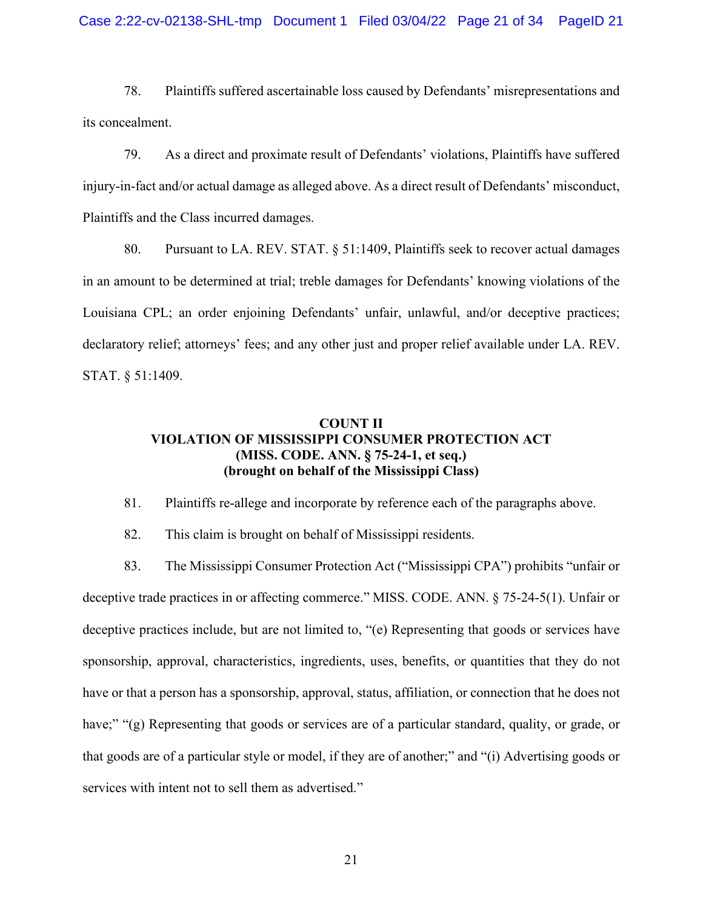78. Plaintiffs suffered ascertainable loss caused by Defendants' misrepresentations and its concealment.

79. As a direct and proximate result of Defendants' violations, Plaintiffs have suffered injury-in-fact and/or actual damage as alleged above. As a direct result of Defendants' misconduct, Plaintiffs and the Class incurred damages.

80. Pursuant to LA. REV. STAT. § 51:1409, Plaintiffs seek to recover actual damages in an amount to be determined at trial; treble damages for Defendants' knowing violations of the Louisiana CPL; an order enjoining Defendants' unfair, unlawful, and/or deceptive practices; declaratory relief; attorneys' fees; and any other just and proper relief available under LA. REV. STAT. § 51:1409.

**COUNT II**
**VIOLATION OF MISSISSIPPI CONSUMER PROTECTION ACT**
**(MISS. CODE. ANN. § 75-24-1, et seq.)**
**(brought on behalf of the Mississippi Class)**

81. Plaintiffs re-allege and incorporate by reference each of the paragraphs above.

82. This claim is brought on behalf of Mississippi residents.

83. The Mississippi Consumer Protection Act ("Mississippi CPA") prohibits "unfair or deceptive trade practices in or affecting commerce." MISS. CODE. ANN. § 75-24-5(1). Unfair or deceptive practices include, but are not limited to, "(e) Representing that goods or services have sponsorship, approval, characteristics, ingredients, uses, benefits, or quantities that they do not have or that a person has a sponsorship, approval, status, affiliation, or connection that he does not have;" "(g) Representing that goods or services are of a particular standard, quality, or grade, or that goods are of a particular style or model, if they are of another;" and "(i) Advertising goods or services with intent not to sell them as advertised."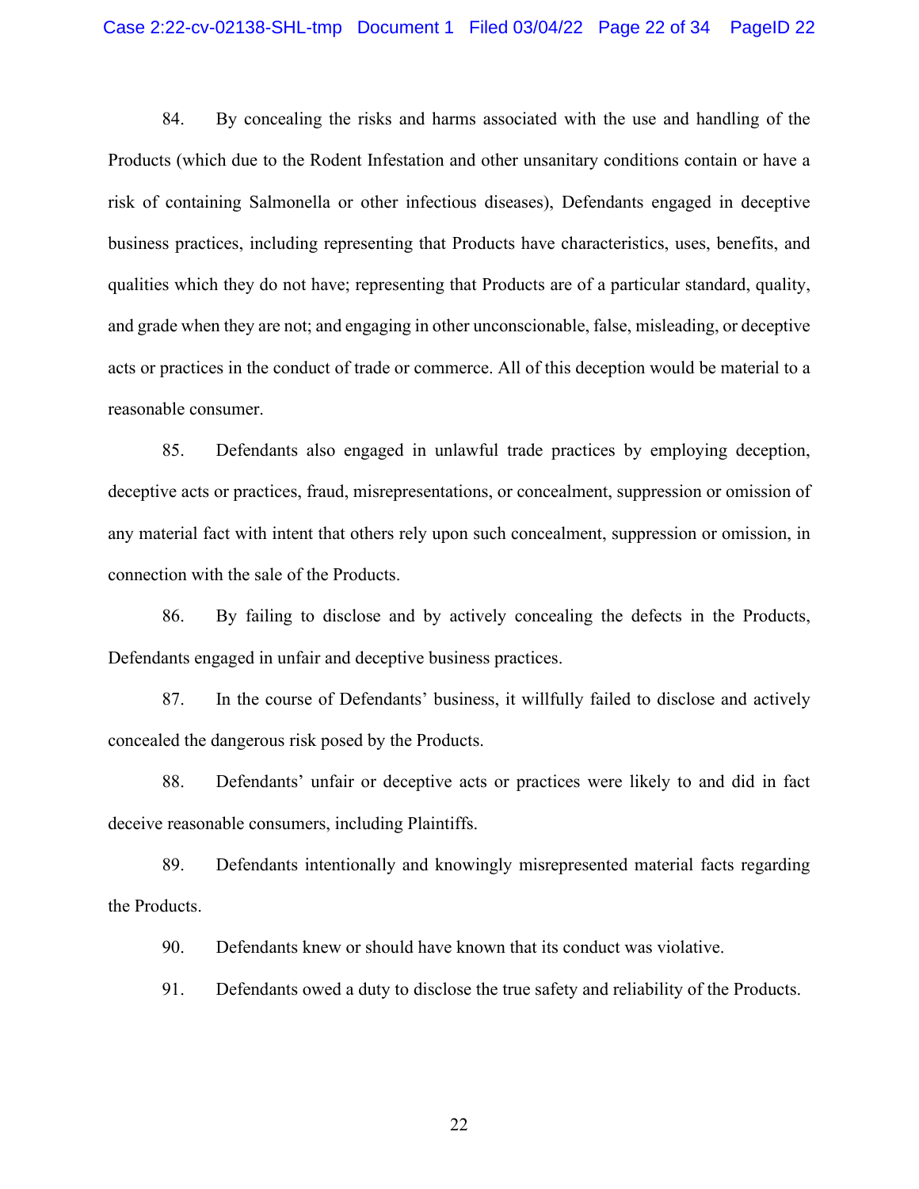84. By concealing the risks and harms associated with the use and handling of the Products (which due to the Rodent Infestation and other unsanitary conditions contain or have a risk of containing Salmonella or other infectious diseases), Defendants engaged in deceptive business practices, including representing that Products have characteristics, uses, benefits, and qualities which they do not have; representing that Products are of a particular standard, quality, and grade when they are not; and engaging in other unconscionable, false, misleading, or deceptive acts or practices in the conduct of trade or commerce. All of this deception would be material to a reasonable consumer.

85. Defendants also engaged in unlawful trade practices by employing deception, deceptive acts or practices, fraud, misrepresentations, or concealment, suppression or omission of any material fact with intent that others rely upon such concealment, suppression or omission, in connection with the sale of the Products.

86. By failing to disclose and by actively concealing the defects in the Products, Defendants engaged in unfair and deceptive business practices.

87. In the course of Defendants' business, it willfully failed to disclose and actively concealed the dangerous risk posed by the Products.

88. Defendants' unfair or deceptive acts or practices were likely to and did in fact deceive reasonable consumers, including Plaintiffs.

89. Defendants intentionally and knowingly misrepresented material facts regarding the Products.

90. Defendants knew or should have known that its conduct was violative.

91. Defendants owed a duty to disclose the true safety and reliability of the Products.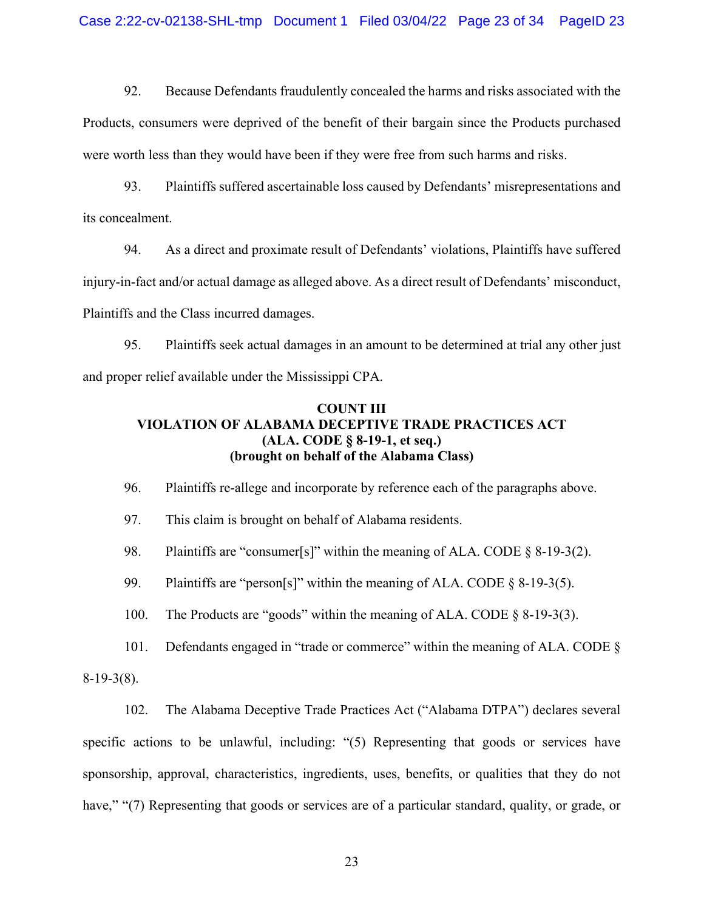92. Because Defendants fraudulently concealed the harms and risks associated with the Products, consumers were deprived of the benefit of their bargain since the Products purchased were worth less than they would have been if they were free from such harms and risks.

93. Plaintiffs suffered ascertainable loss caused by Defendants' misrepresentations and its concealment.

94. As a direct and proximate result of Defendants' violations, Plaintiffs have suffered injury-in-fact and/or actual damage as alleged above. As a direct result of Defendants' misconduct, Plaintiffs and the Class incurred damages.

95. Plaintiffs seek actual damages in an amount to be determined at trial any other just and proper relief available under the Mississippi CPA.

**COUNT III**
**VIOLATION OF ALABAMA DECEPTIVE TRADE PRACTICES ACT**
**(ALA. CODE § 8-19-1, et seq.)**
**(brought on behalf of the Alabama Class)**

96. Plaintiffs re-allege and incorporate by reference each of the paragraphs above.

97. This claim is brought on behalf of Alabama residents.

98. Plaintiffs are "consumer[s]" within the meaning of ALA. CODE § 8-19-3(2).

99. Plaintiffs are "person[s]" within the meaning of ALA. CODE § 8-19-3(5).

100. The Products are "goods" within the meaning of ALA. CODE § 8-19-3(3).

101. Defendants engaged in "trade or commerce" within the meaning of ALA. CODE § 8-19-3(8).

102. The Alabama Deceptive Trade Practices Act ("Alabama DTPA") declares several specific actions to be unlawful, including: "(5) Representing that goods or services have sponsorship, approval, characteristics, ingredients, uses, benefits, or qualities that they do not have," "(7) Representing that goods or services are of a particular standard, quality, or grade, or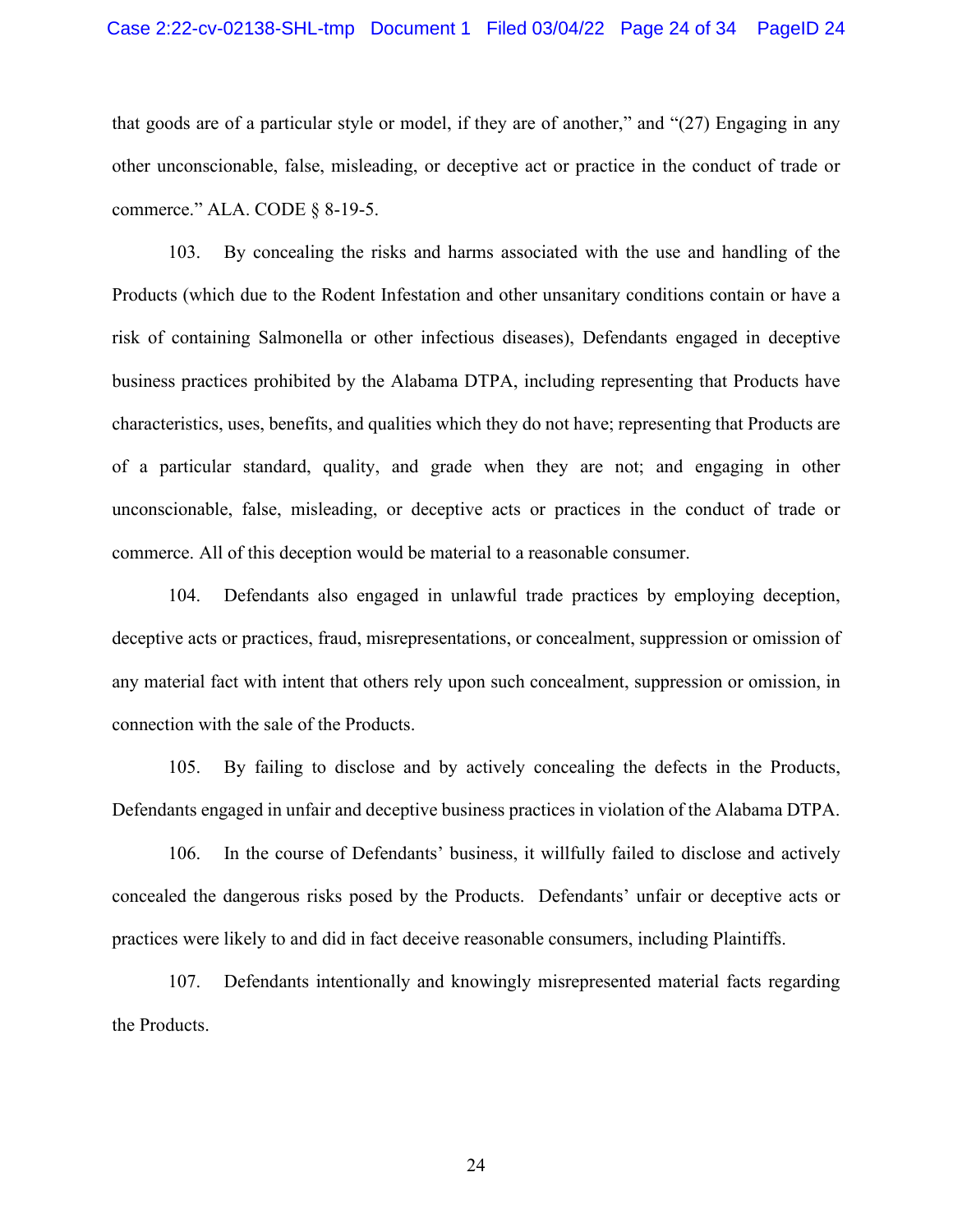that goods are of a particular style or model, if they are of another," and "(27) Engaging in any other unconscionable, false, misleading, or deceptive act or practice in the conduct of trade or commerce." ALA. CODE § 8-19-5.

103. By concealing the risks and harms associated with the use and handling of the Products (which due to the Rodent Infestation and other unsanitary conditions contain or have a risk of containing Salmonella or other infectious diseases), Defendants engaged in deceptive business practices prohibited by the Alabama DTPA, including representing that Products have characteristics, uses, benefits, and qualities which they do not have; representing that Products are of a particular standard, quality, and grade when they are not; and engaging in other unconscionable, false, misleading, or deceptive acts or practices in the conduct of trade or commerce. All of this deception would be material to a reasonable consumer.

104. Defendants also engaged in unlawful trade practices by employing deception, deceptive acts or practices, fraud, misrepresentations, or concealment, suppression or omission of any material fact with intent that others rely upon such concealment, suppression or omission, in connection with the sale of the Products.

105. By failing to disclose and by actively concealing the defects in the Products, Defendants engaged in unfair and deceptive business practices in violation of the Alabama DTPA.

106. In the course of Defendants' business, it willfully failed to disclose and actively concealed the dangerous risks posed by the Products. Defendants' unfair or deceptive acts or practices were likely to and did in fact deceive reasonable consumers, including Plaintiffs.

107. Defendants intentionally and knowingly misrepresented material facts regarding the Products.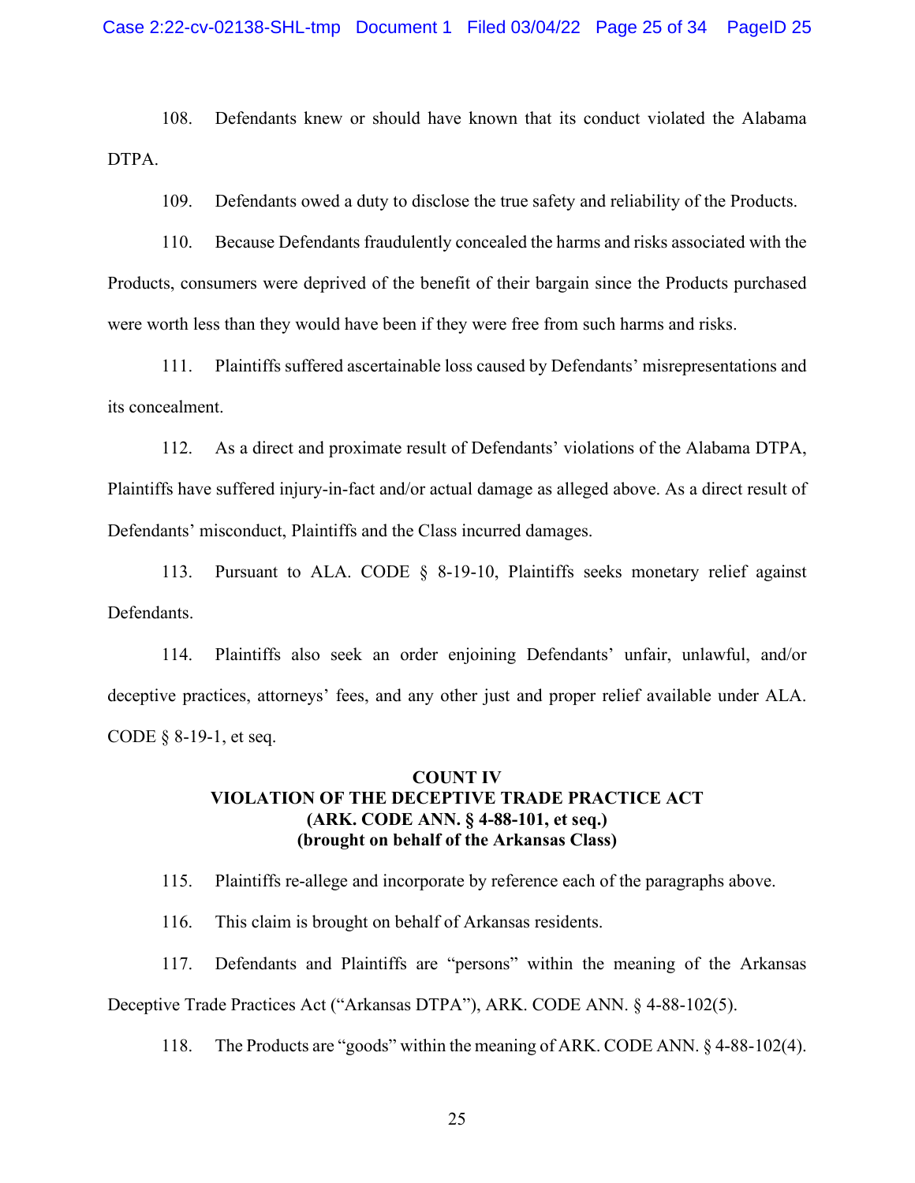108. Defendants knew or should have known that its conduct violated the Alabama DTPA.

109. Defendants owed a duty to disclose the true safety and reliability of the Products.

110. Because Defendants fraudulently concealed the harms and risks associated with the Products, consumers were deprived of the benefit of their bargain since the Products purchased were worth less than they would have been if they were free from such harms and risks.

111. Plaintiffs suffered ascertainable loss caused by Defendants' misrepresentations and its concealment.

112. As a direct and proximate result of Defendants' violations of the Alabama DTPA, Plaintiffs have suffered injury-in-fact and/or actual damage as alleged above. As a direct result of Defendants' misconduct, Plaintiffs and the Class incurred damages.

113. Pursuant to ALA. CODE § 8-19-10, Plaintiffs seeks monetary relief against Defendants.

114. Plaintiffs also seek an order enjoining Defendants' unfair, unlawful, and/or deceptive practices, attorneys' fees, and any other just and proper relief available under ALA. CODE § 8-19-1, et seq.

**COUNT IV**
**VIOLATION OF THE DECEPTIVE TRADE PRACTICE ACT**
**(ARK. CODE ANN. § 4-88-101, et seq.)**
**(brought on behalf of the Arkansas Class)**

115. Plaintiffs re-allege and incorporate by reference each of the paragraphs above.

116. This claim is brought on behalf of Arkansas residents.

117. Defendants and Plaintiffs are "persons" within the meaning of the Arkansas Deceptive Trade Practices Act ("Arkansas DTPA"), ARK. CODE ANN. § 4-88-102(5).

118. The Products are "goods" within the meaning of ARK. CODE ANN. § 4-88-102(4).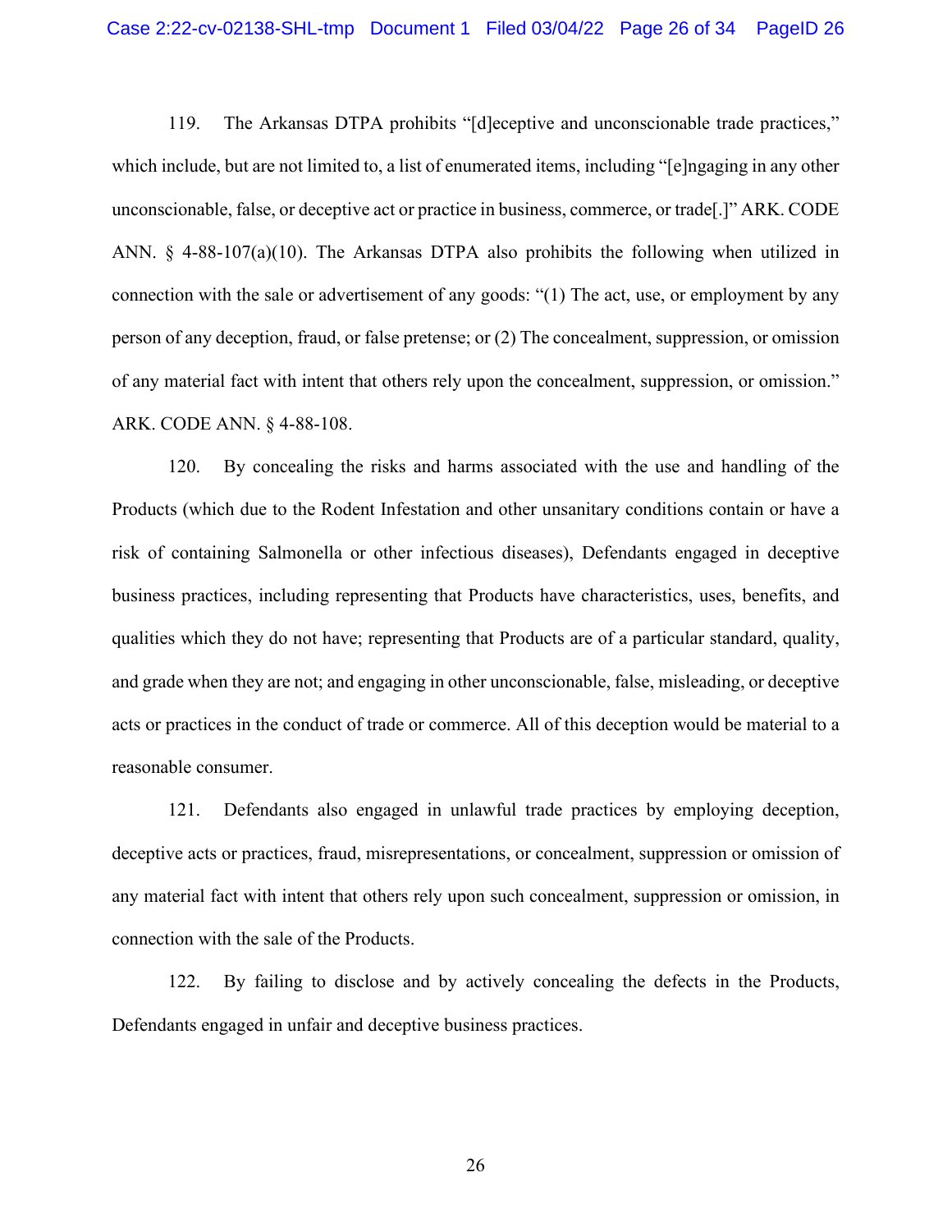119. The Arkansas DTPA prohibits "[d]eceptive and unconscionable trade practices," which include, but are not limited to, a list of enumerated items, including "[e]ngaging in any other unconscionable, false, or deceptive act or practice in business, commerce, or trade[.]" ARK. CODE ANN. § 4-88-107(a)(10). The Arkansas DTPA also prohibits the following when utilized in connection with the sale or advertisement of any goods: "(1) The act, use, or employment by any person of any deception, fraud, or false pretense; or (2) The concealment, suppression, or omission of any material fact with intent that others rely upon the concealment, suppression, or omission." ARK. CODE ANN. § 4-88-108.

120. By concealing the risks and harms associated with the use and handling of the Products (which due to the Rodent Infestation and other unsanitary conditions contain or have a risk of containing Salmonella or other infectious diseases), Defendants engaged in deceptive business practices, including representing that Products have characteristics, uses, benefits, and qualities which they do not have; representing that Products are of a particular standard, quality, and grade when they are not; and engaging in other unconscionable, false, misleading, or deceptive acts or practices in the conduct of trade or commerce. All of this deception would be material to a reasonable consumer.

121. Defendants also engaged in unlawful trade practices by employing deception, deceptive acts or practices, fraud, misrepresentations, or concealment, suppression or omission of any material fact with intent that others rely upon such concealment, suppression or omission, in connection with the sale of the Products.

122. By failing to disclose and by actively concealing the defects in the Products, Defendants engaged in unfair and deceptive business practices.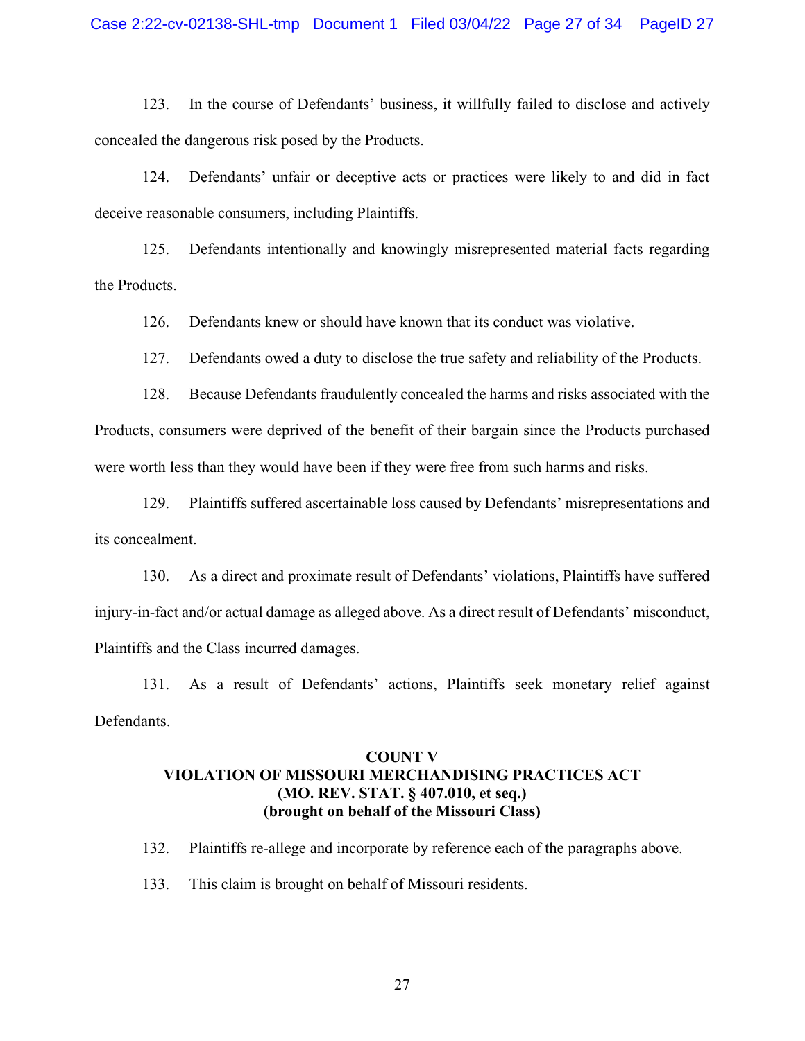123. In the course of Defendants' business, it willfully failed to disclose and actively concealed the dangerous risk posed by the Products.

124. Defendants' unfair or deceptive acts or practices were likely to and did in fact deceive reasonable consumers, including Plaintiffs.

125. Defendants intentionally and knowingly misrepresented material facts regarding the Products.

126. Defendants knew or should have known that its conduct was violative.

127. Defendants owed a duty to disclose the true safety and reliability of the Products.

128. Because Defendants fraudulently concealed the harms and risks associated with the Products, consumers were deprived of the benefit of their bargain since the Products purchased were worth less than they would have been if they were free from such harms and risks.

129. Plaintiffs suffered ascertainable loss caused by Defendants' misrepresentations and its concealment.

130. As a direct and proximate result of Defendants' violations, Plaintiffs have suffered injury-in-fact and/or actual damage as alleged above. As a direct result of Defendants' misconduct, Plaintiffs and the Class incurred damages.

131. As a result of Defendants' actions, Plaintiffs seek monetary relief against Defendants.

**COUNT V**
**VIOLATION OF MISSOURI MERCHANDISING PRACTICES ACT**
**(MO. REV. STAT. § 407.010, et seq.)**
**(brought on behalf of the Missouri Class)**

132. Plaintiffs re-allege and incorporate by reference each of the paragraphs above.

133. This claim is brought on behalf of Missouri residents.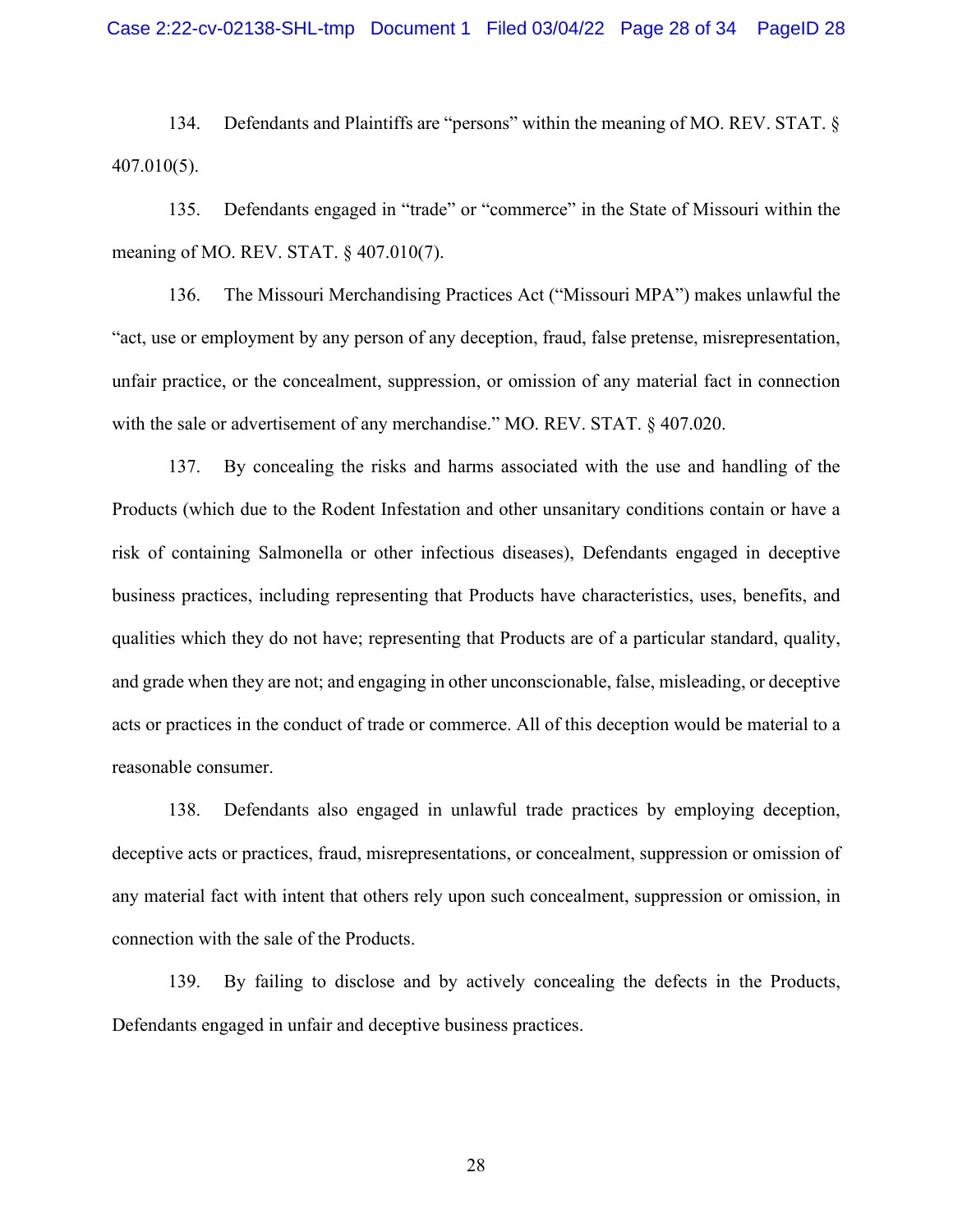134. Defendants and Plaintiffs are "persons" within the meaning of MO. REV. STAT. § 407.010(5).

135. Defendants engaged in "trade" or "commerce" in the State of Missouri within the meaning of MO. REV. STAT. § 407.010(7).

136. The Missouri Merchandising Practices Act ("Missouri MPA") makes unlawful the "act, use or employment by any person of any deception, fraud, false pretense, misrepresentation, unfair practice, or the concealment, suppression, or omission of any material fact in connection with the sale or advertisement of any merchandise." MO. REV. STAT. § 407.020.

137. By concealing the risks and harms associated with the use and handling of the Products (which due to the Rodent Infestation and other unsanitary conditions contain or have a risk of containing Salmonella or other infectious diseases), Defendants engaged in deceptive business practices, including representing that Products have characteristics, uses, benefits, and qualities which they do not have; representing that Products are of a particular standard, quality, and grade when they are not; and engaging in other unconscionable, false, misleading, or deceptive acts or practices in the conduct of trade or commerce. All of this deception would be material to a reasonable consumer.

138. Defendants also engaged in unlawful trade practices by employing deception, deceptive acts or practices, fraud, misrepresentations, or concealment, suppression or omission of any material fact with intent that others rely upon such concealment, suppression or omission, in connection with the sale of the Products.

139. By failing to disclose and by actively concealing the defects in the Products, Defendants engaged in unfair and deceptive business practices.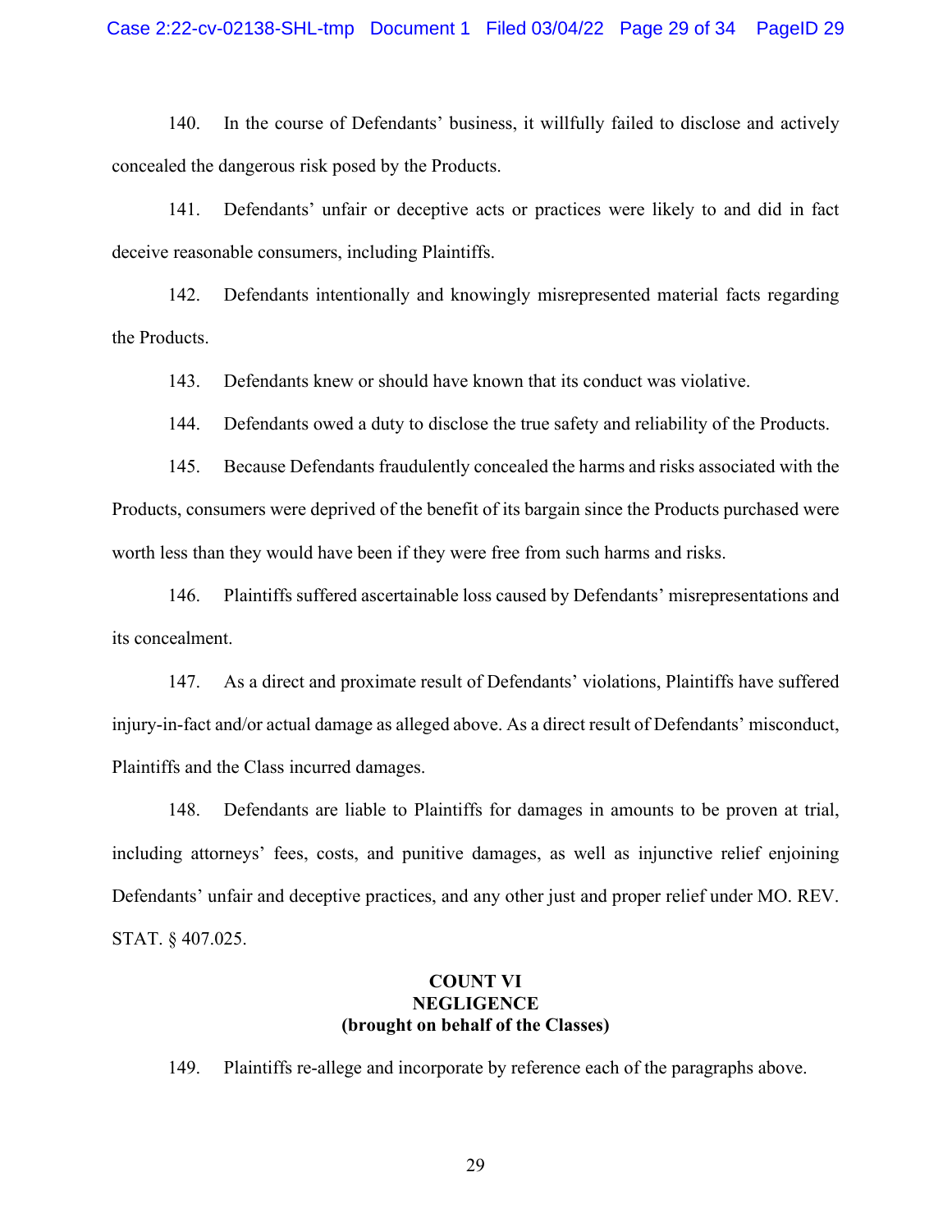140. In the course of Defendants' business, it willfully failed to disclose and actively concealed the dangerous risk posed by the Products.

141. Defendants' unfair or deceptive acts or practices were likely to and did in fact deceive reasonable consumers, including Plaintiffs.

142. Defendants intentionally and knowingly misrepresented material facts regarding the Products.

143. Defendants knew or should have known that its conduct was violative.

144. Defendants owed a duty to disclose the true safety and reliability of the Products.

145. Because Defendants fraudulently concealed the harms and risks associated with the Products, consumers were deprived of the benefit of its bargain since the Products purchased were worth less than they would have been if they were free from such harms and risks.

146. Plaintiffs suffered ascertainable loss caused by Defendants' misrepresentations and its concealment.

147. As a direct and proximate result of Defendants' violations, Plaintiffs have suffered injury-in-fact and/or actual damage as alleged above. As a direct result of Defendants' misconduct, Plaintiffs and the Class incurred damages.

148. Defendants are liable to Plaintiffs for damages in amounts to be proven at trial, including attorneys' fees, costs, and punitive damages, as well as injunctive relief enjoining Defendants' unfair and deceptive practices, and any other just and proper relief under MO. REV. STAT. § 407.025.

**COUNT VI**
**NEGLIGENCE**
**(brought on behalf of the Classes)**

149. Plaintiffs re-allege and incorporate by reference each of the paragraphs above.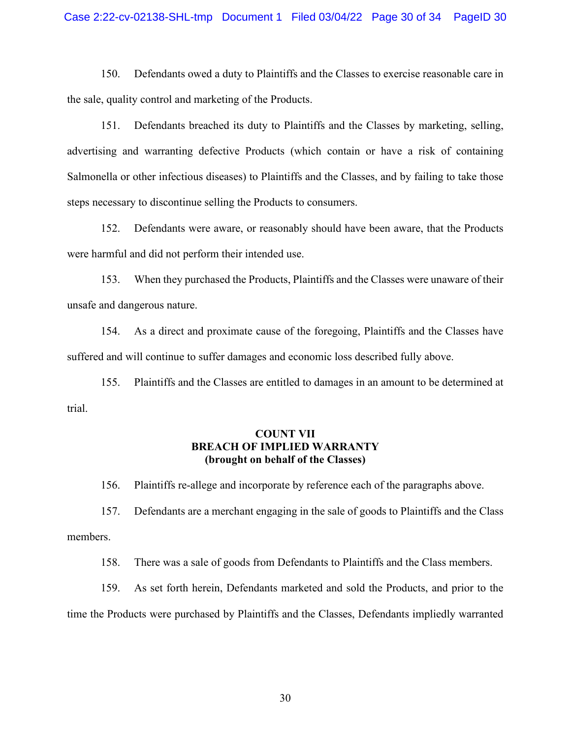150. Defendants owed a duty to Plaintiffs and the Classes to exercise reasonable care in the sale, quality control and marketing of the Products.

151. Defendants breached its duty to Plaintiffs and the Classes by marketing, selling, advertising and warranting defective Products (which contain or have a risk of containing Salmonella or other infectious diseases) to Plaintiffs and the Classes, and by failing to take those steps necessary to discontinue selling the Products to consumers.

152. Defendants were aware, or reasonably should have been aware, that the Products were harmful and did not perform their intended use.

153. When they purchased the Products, Plaintiffs and the Classes were unaware of their unsafe and dangerous nature.

154. As a direct and proximate cause of the foregoing, Plaintiffs and the Classes have suffered and will continue to suffer damages and economic loss described fully above.

155. Plaintiffs and the Classes are entitled to damages in an amount to be determined at trial.

**COUNT VII**
**BREACH OF IMPLIED WARRANTY**
**(brought on behalf of the Classes)**

156. Plaintiffs re-allege and incorporate by reference each of the paragraphs above.

157. Defendants are a merchant engaging in the sale of goods to Plaintiffs and the Class members.

158. There was a sale of goods from Defendants to Plaintiffs and the Class members.

159. As set forth herein, Defendants marketed and sold the Products, and prior to the time the Products were purchased by Plaintiffs and the Classes, Defendants impliedly warranted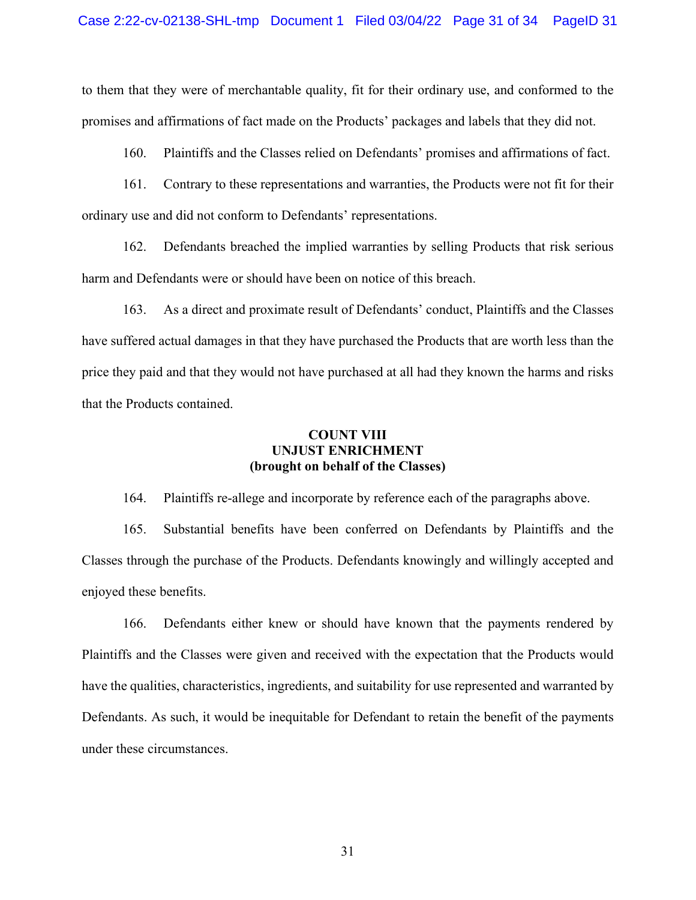to them that they were of merchantable quality, fit for their ordinary use, and conformed to the promises and affirmations of fact made on the Products' packages and labels that they did not.

160. Plaintiffs and the Classes relied on Defendants' promises and affirmations of fact.

161. Contrary to these representations and warranties, the Products were not fit for their ordinary use and did not conform to Defendants' representations.

162. Defendants breached the implied warranties by selling Products that risk serious harm and Defendants were or should have been on notice of this breach.

163. As a direct and proximate result of Defendants' conduct, Plaintiffs and the Classes have suffered actual damages in that they have purchased the Products that are worth less than the price they paid and that they would not have purchased at all had they known the harms and risks that the Products contained.

**COUNT VIII**
**UNJUST ENRICHMENT**
**(brought on behalf of the Classes)**

164. Plaintiffs re-allege and incorporate by reference each of the paragraphs above.

165. Substantial benefits have been conferred on Defendants by Plaintiffs and the Classes through the purchase of the Products. Defendants knowingly and willingly accepted and enjoyed these benefits.

166. Defendants either knew or should have known that the payments rendered by Plaintiffs and the Classes were given and received with the expectation that the Products would have the qualities, characteristics, ingredients, and suitability for use represented and warranted by Defendants. As such, it would be inequitable for Defendant to retain the benefit of the payments under these circumstances.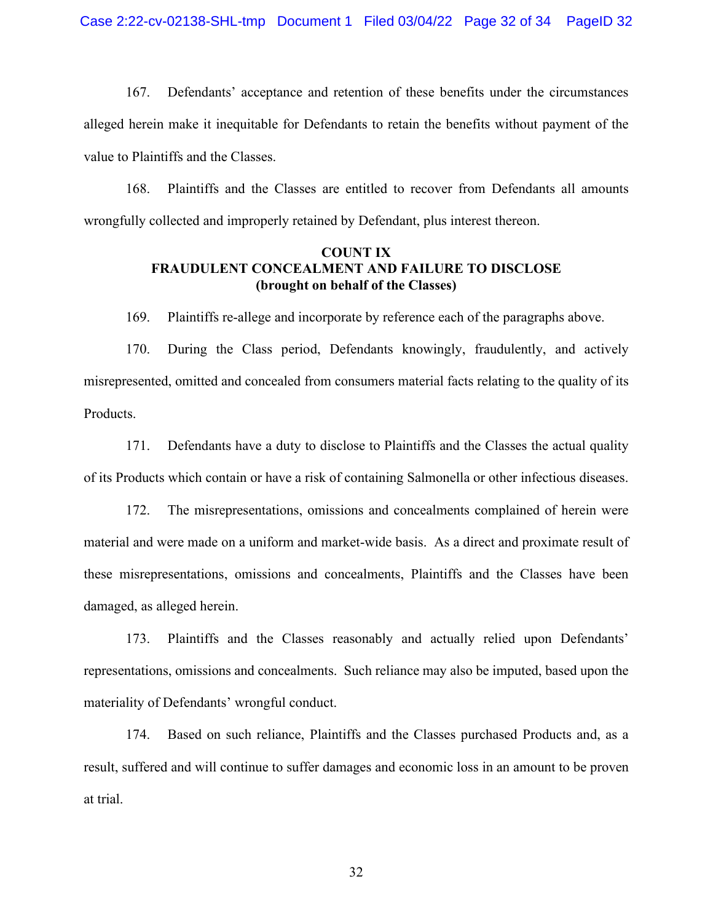167. Defendants' acceptance and retention of these benefits under the circumstances alleged herein make it inequitable for Defendants to retain the benefits without payment of the value to Plaintiffs and the Classes.

168. Plaintiffs and the Classes are entitled to recover from Defendants all amounts wrongfully collected and improperly retained by Defendant, plus interest thereon.

**COUNT IX**
**FRAUDULENT CONCEALMENT AND FAILURE TO DISCLOSE**
**(brought on behalf of the Classes)**

169. Plaintiffs re-allege and incorporate by reference each of the paragraphs above.

170. During the Class period, Defendants knowingly, fraudulently, and actively misrepresented, omitted and concealed from consumers material facts relating to the quality of its Products.

171. Defendants have a duty to disclose to Plaintiffs and the Classes the actual quality of its Products which contain or have a risk of containing Salmonella or other infectious diseases.

172. The misrepresentations, omissions and concealments complained of herein were material and were made on a uniform and market-wide basis. As a direct and proximate result of these misrepresentations, omissions and concealments, Plaintiffs and the Classes have been damaged, as alleged herein.

173. Plaintiffs and the Classes reasonably and actually relied upon Defendants' representations, omissions and concealments. Such reliance may also be imputed, based upon the materiality of Defendants' wrongful conduct.

174. Based on such reliance, Plaintiffs and the Classes purchased Products and, as a result, suffered and will continue to suffer damages and economic loss in an amount to be proven at trial.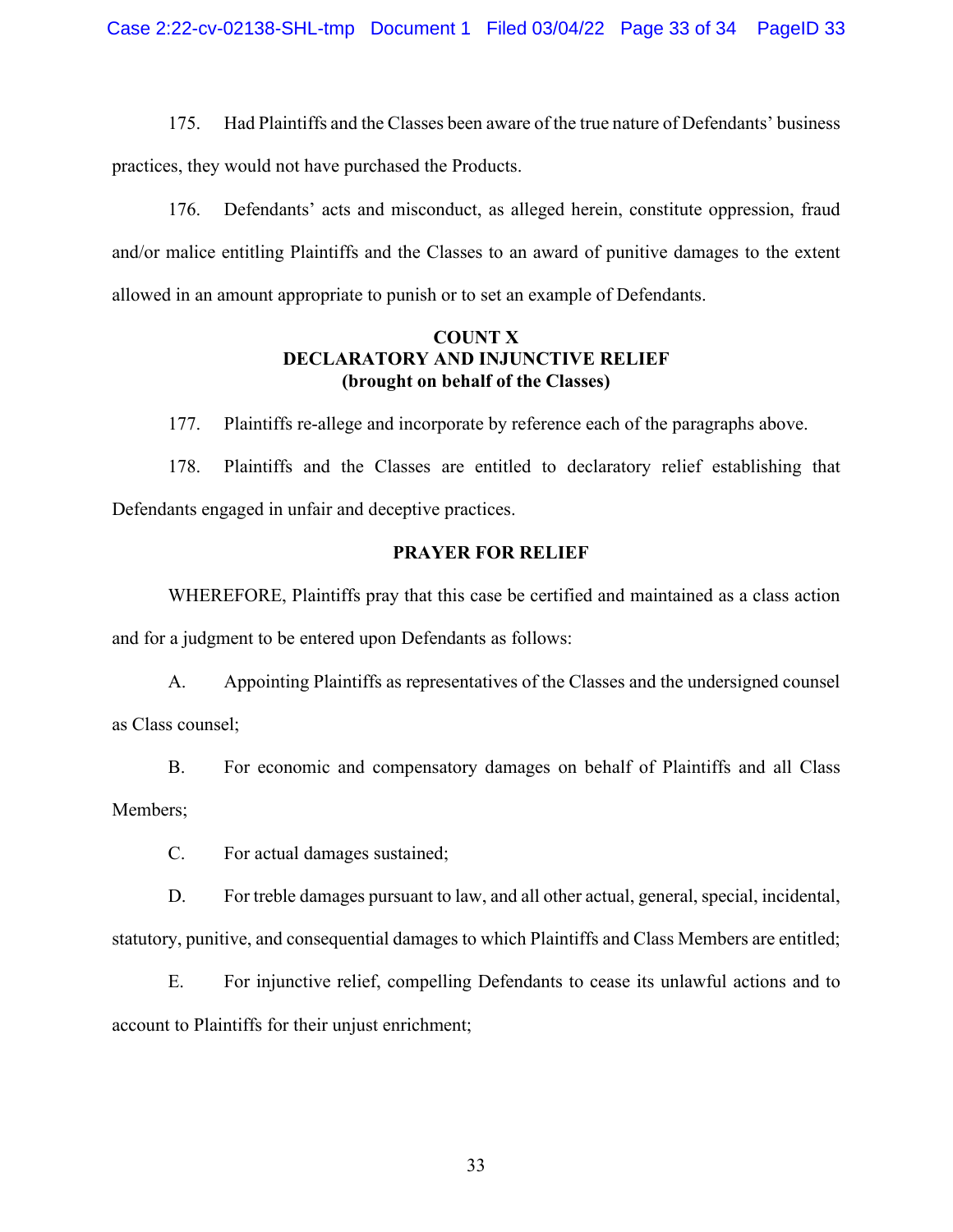175. Had Plaintiffs and the Classes been aware of the true nature of Defendants' business practices, they would not have purchased the Products.

176. Defendants' acts and misconduct, as alleged herein, constitute oppression, fraud and/or malice entitling Plaintiffs and the Classes to an award of punitive damages to the extent allowed in an amount appropriate to punish or to set an example of Defendants.

**COUNT X**
**DECLARATORY AND INJUNCTIVE RELIEF**
**(brought on behalf of the Classes)**

177. Plaintiffs re-allege and incorporate by reference each of the paragraphs above.

178. Plaintiffs and the Classes are entitled to declaratory relief establishing that Defendants engaged in unfair and deceptive practices.

**PRAYER FOR RELIEF**

WHEREFORE, Plaintiffs pray that this case be certified and maintained as a class action and for a judgment to be entered upon Defendants as follows:

A. Appointing Plaintiffs as representatives of the Classes and the undersigned counsel as Class counsel;

B. For economic and compensatory damages on behalf of Plaintiffs and all Class Members;

C. For actual damages sustained;

D. For treble damages pursuant to law, and all other actual, general, special, incidental, statutory, punitive, and consequential damages to which Plaintiffs and Class Members are entitled;

E. For injunctive relief, compelling Defendants to cease its unlawful actions and to account to Plaintiffs for their unjust enrichment;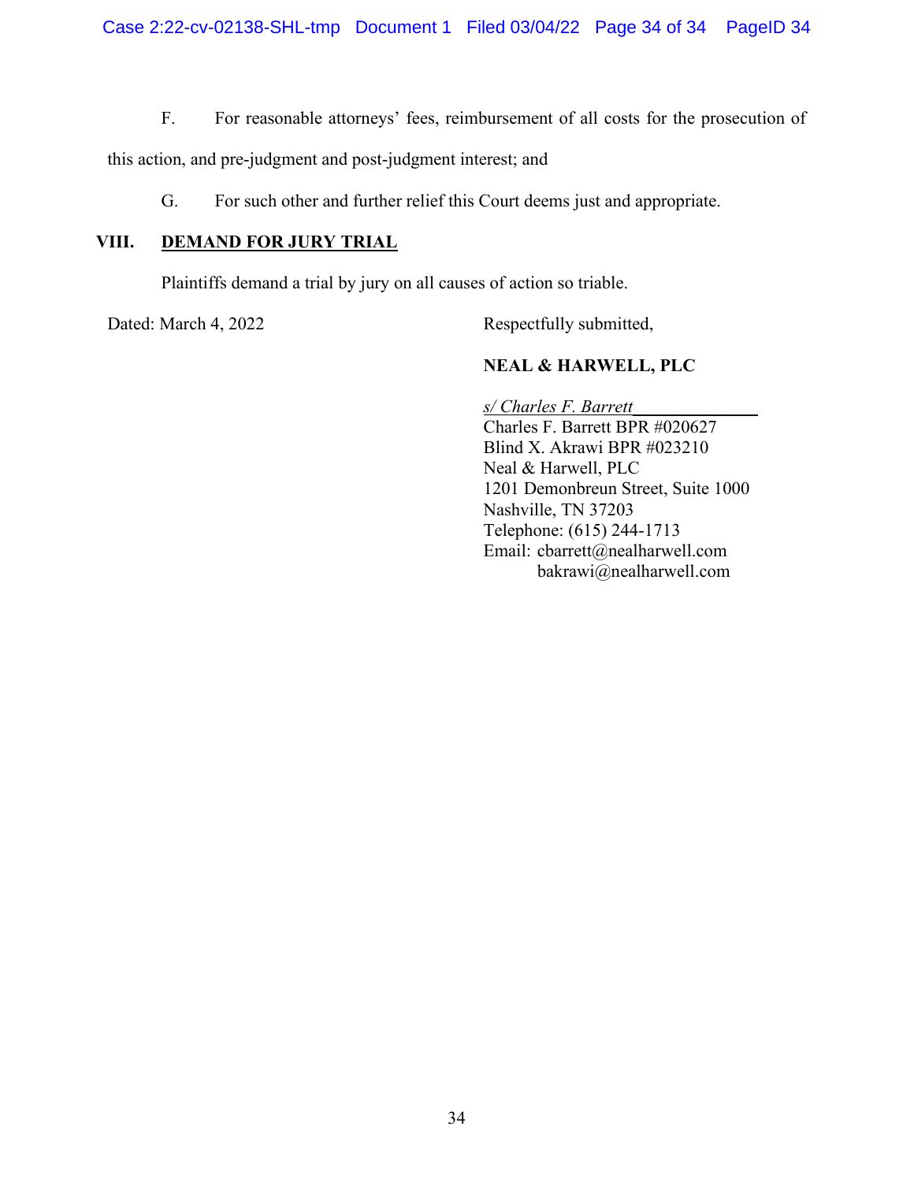F. For reasonable attorneys' fees, reimbursement of all costs for the prosecution of this action, and pre-judgment and post-judgment interest; and

G. For such other and further relief this Court deems just and appropriate.

## VIII. DEMAND FOR JURY TRIAL

Plaintiffs demand a trial by jury on all causes of action so triable.

Dated: March 4, 2022

Respectfully submitted,

**NEAL & HARWELL, PLC**

*s/ Charles F. Barrett*
Charles F. Barrett BPR #020627
Blind X. Akrawi BPR #023210
Neal & Harwell, PLC
1201 Demonbreun Street, Suite 1000
Nashville, TN 37203
Telephone: (615) 244-1713
Email: cbarrett@nealharwell.com
bakrawi@nealharwell.com